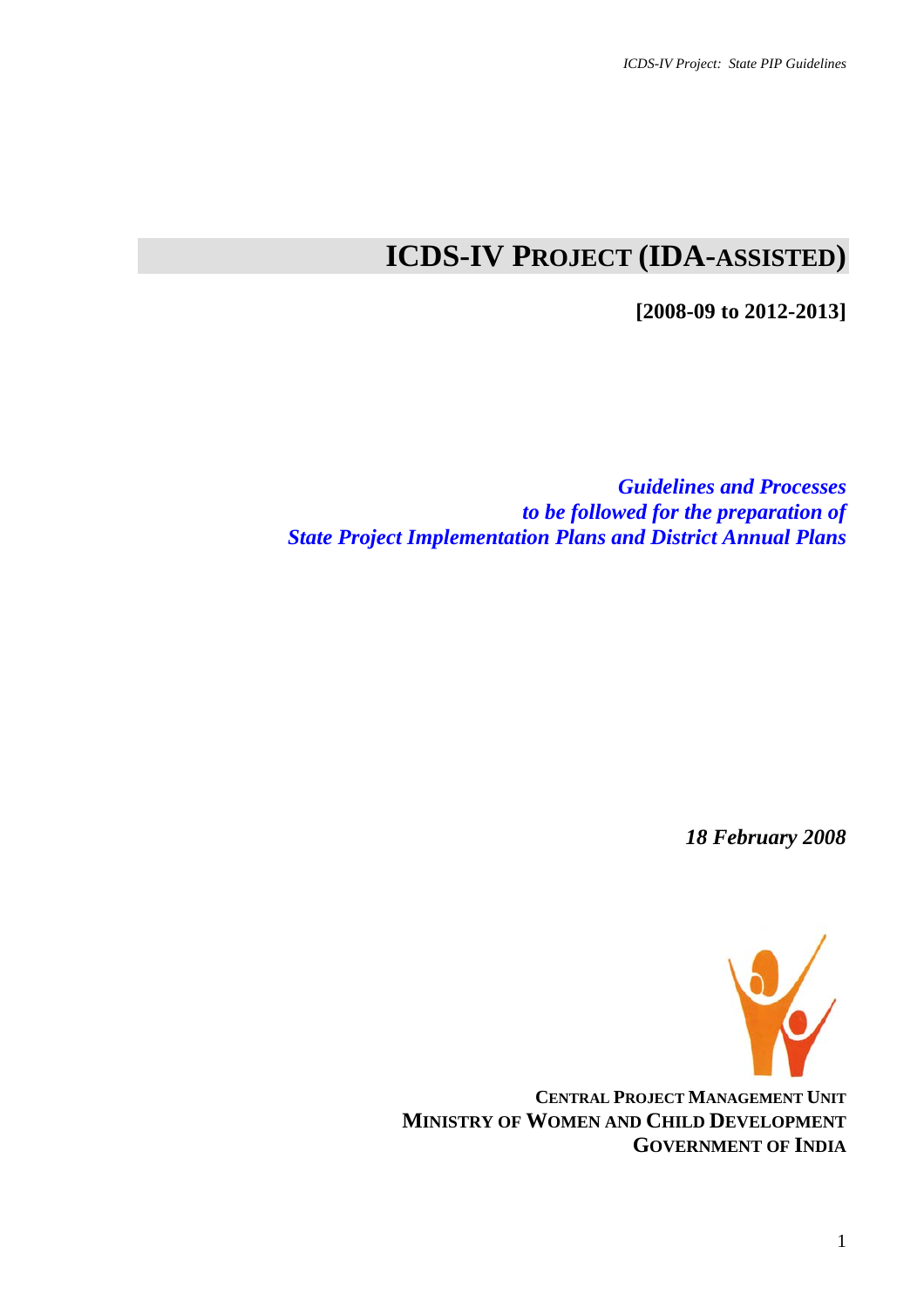# ICDS-IV PROJECT (IDA-ASSISTED)

**[2008-09 to 2012-2013]**

***Guidelines and Processes***
***to be followed for the preparation of***
***State Project Implementation Plans and District Annual Plans***

***18 February 2008***

**CENTRAL PROJECT MANAGEMENT UNIT**
**MINISTRY OF WOMEN AND CHILD DEVELOPMENT**
**GOVERNMENT OF INDIA**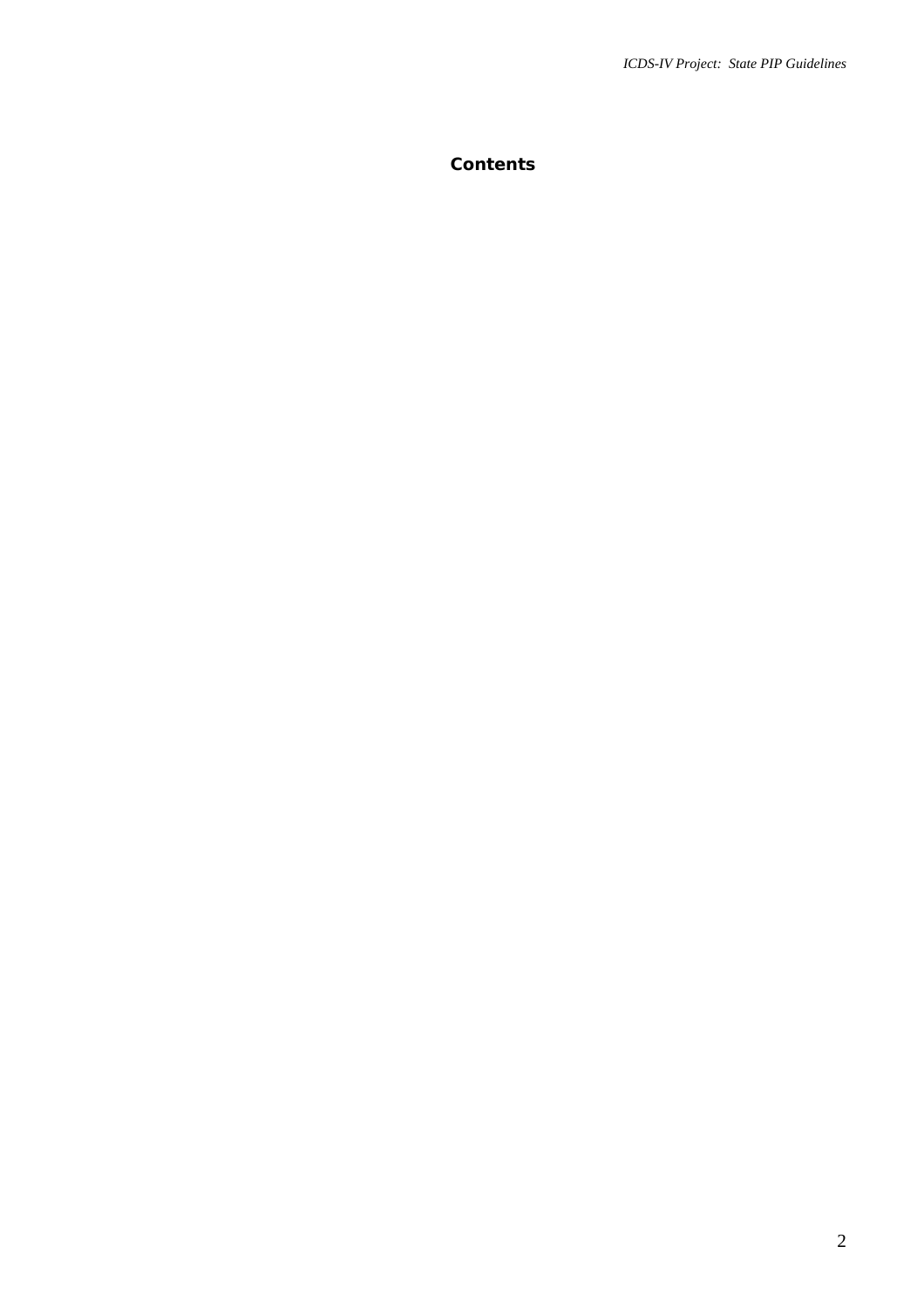# Contents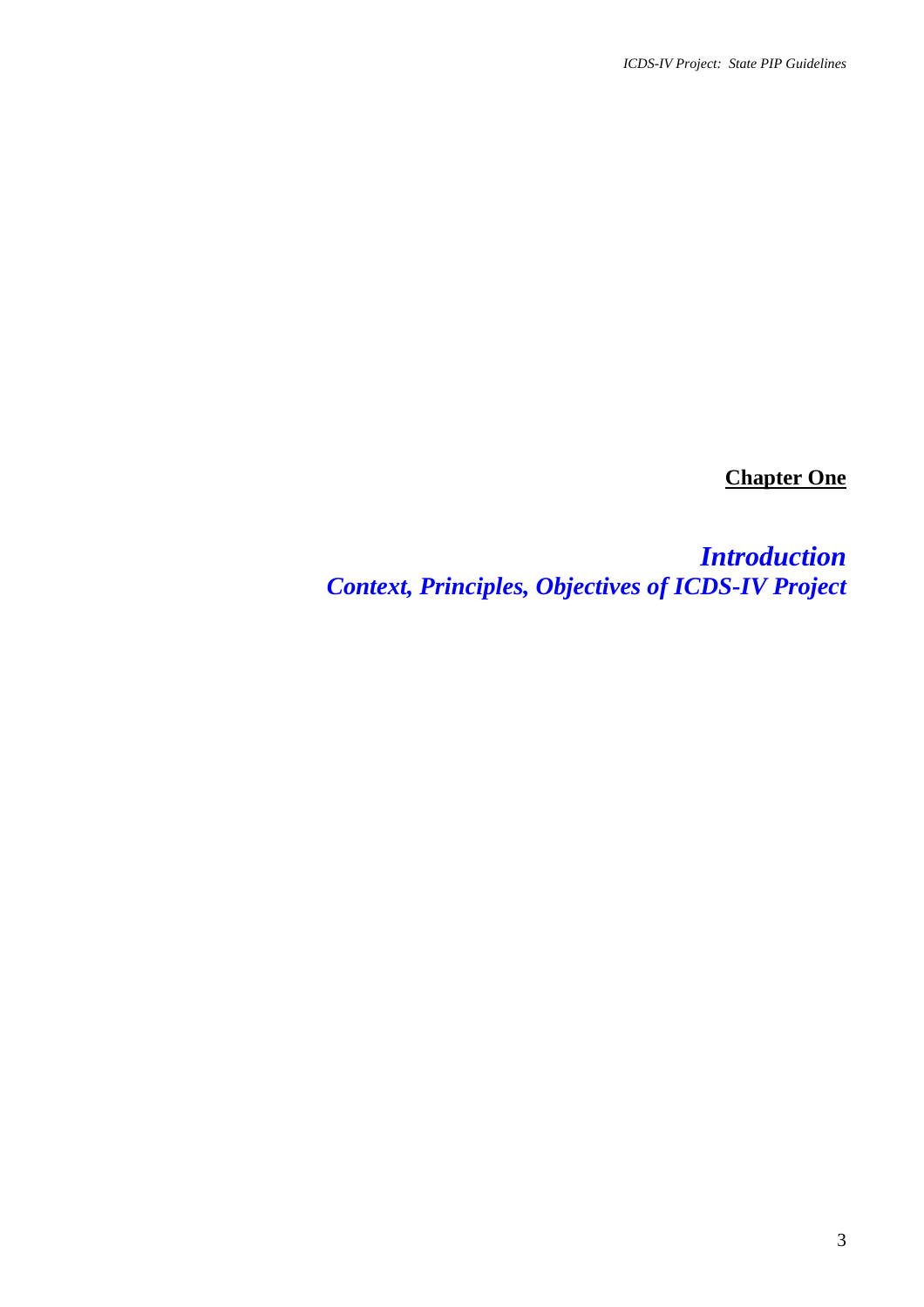# Chapter One

## *Introduction*
## *Context, Principles, Objectives of ICDS-IV Project*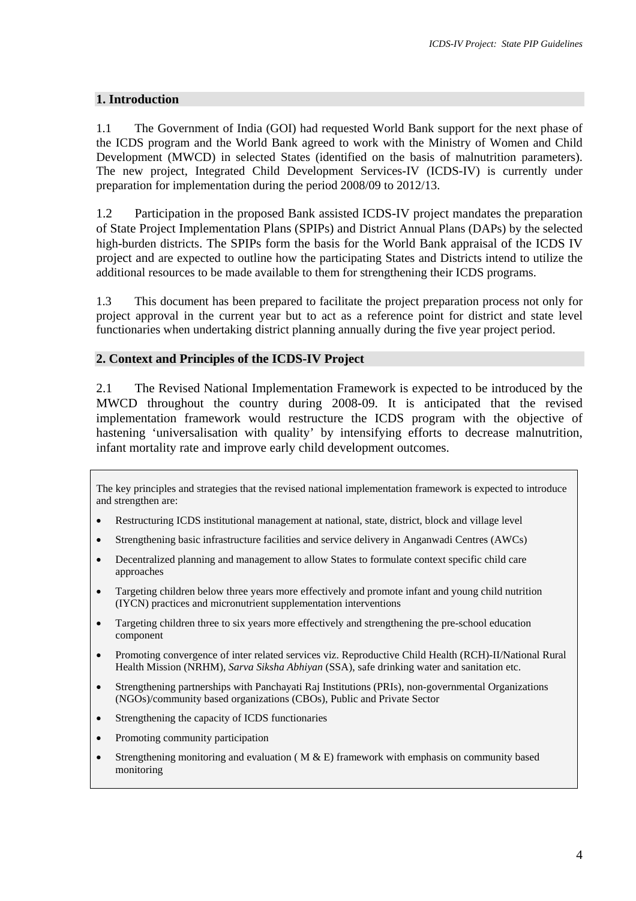## 1. Introduction

1.1 The Government of India (GOI) had requested World Bank support for the next phase of the ICDS program and the World Bank agreed to work with the Ministry of Women and Child Development (MWCD) in selected States (identified on the basis of malnutrition parameters). The new project, Integrated Child Development Services-IV (ICDS-IV) is currently under preparation for implementation during the period 2008/09 to 2012/13.

1.2 Participation in the proposed Bank assisted ICDS-IV project mandates the preparation of State Project Implementation Plans (SPIPs) and District Annual Plans (DAPs) by the selected high-burden districts. The SPIPs form the basis for the World Bank appraisal of the ICDS IV project and are expected to outline how the participating States and Districts intend to utilize the additional resources to be made available to them for strengthening their ICDS programs.

1.3 This document has been prepared to facilitate the project preparation process not only for project approval in the current year but to act as a reference point for district and state level functionaries when undertaking district planning annually during the five year project period.

## 2. Context and Principles of the ICDS-IV Project

2.1 The Revised National Implementation Framework is expected to be introduced by the MWCD throughout the country during 2008-09. It is anticipated that the revised implementation framework would restructure the ICDS program with the objective of hastening 'universalisation with quality' by intensifying efforts to decrease malnutrition, infant mortality rate and improve early child development outcomes.

The key principles and strategies that the revised national implementation framework is expected to introduce and strengthen are:

- Restructuring ICDS institutional management at national, state, district, block and village level
- Strengthening basic infrastructure facilities and service delivery in Anganwadi Centres (AWCs)
- Decentralized planning and management to allow States to formulate context specific child care approaches
- Targeting children below three years more effectively and promote infant and young child nutrition (IYCN) practices and micronutrient supplementation interventions
- Targeting children three to six years more effectively and strengthening the pre-school education component
- Promoting convergence of inter related services viz. Reproductive Child Health (RCH)-II/National Rural Health Mission (NRHM), *Sarva Siksha Abhiyan* (SSA), safe drinking water and sanitation etc.
- Strengthening partnerships with Panchayati Raj Institutions (PRIs), non-governmental Organizations (NGOs)/community based organizations (CBOs), Public and Private Sector
- Strengthening the capacity of ICDS functionaries
- Promoting community participation
- Strengthening monitoring and evaluation ( M & E) framework with emphasis on community based monitoring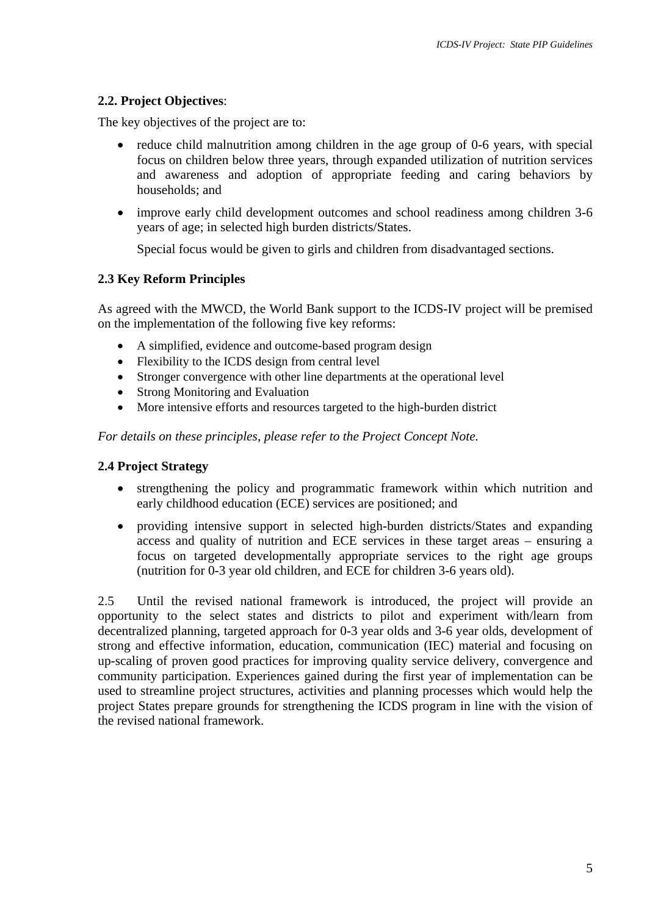### 2.2. Project Objectives:

The key objectives of the project are to:

- reduce child malnutrition among children in the age group of 0-6 years, with special focus on children below three years, through expanded utilization of nutrition services and awareness and adoption of appropriate feeding and caring behaviors by households; and
- improve early child development outcomes and school readiness among children 3-6 years of age; in selected high burden districts/States.

  Special focus would be given to girls and children from disadvantaged sections.

### 2.3 Key Reform Principles

As agreed with the MWCD, the World Bank support to the ICDS-IV project will be premised on the implementation of the following five key reforms:

- A simplified, evidence and outcome-based program design
- Flexibility to the ICDS design from central level
- Stronger convergence with other line departments at the operational level
- Strong Monitoring and Evaluation
- More intensive efforts and resources targeted to the high-burden district

*For details on these principles, please refer to the Project Concept Note.*

### 2.4 Project Strategy

- strengthening the policy and programmatic framework within which nutrition and early childhood education (ECE) services are positioned; and
- providing intensive support in selected high-burden districts/States and expanding access and quality of nutrition and ECE services in these target areas – ensuring a focus on targeted developmentally appropriate services to the right age groups (nutrition for 0-3 year old children, and ECE for children 3-6 years old).

2.5 Until the revised national framework is introduced, the project will provide an opportunity to the select states and districts to pilot and experiment with/learn from decentralized planning, targeted approach for 0-3 year olds and 3-6 year olds, development of strong and effective information, education, communication (IEC) material and focusing on up-scaling of proven good practices for improving quality service delivery, convergence and community participation. Experiences gained during the first year of implementation can be used to streamline project structures, activities and planning processes which would help the project States prepare grounds for strengthening the ICDS program in line with the vision of the revised national framework.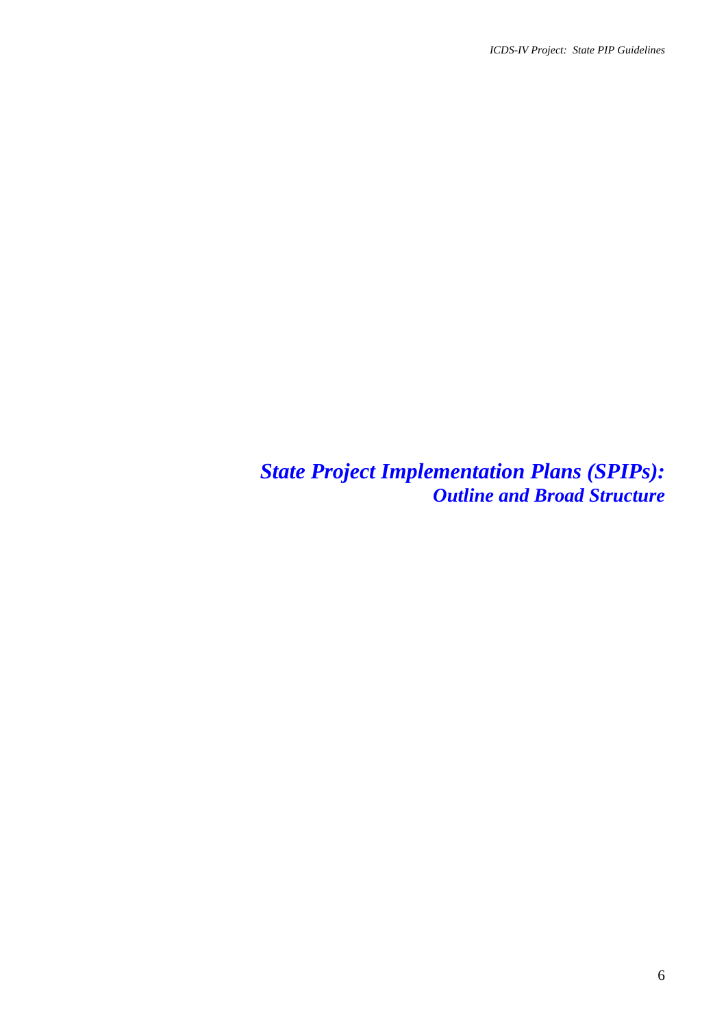# *State Project Implementation Plans (SPIPs):*
## *Outline and Broad Structure*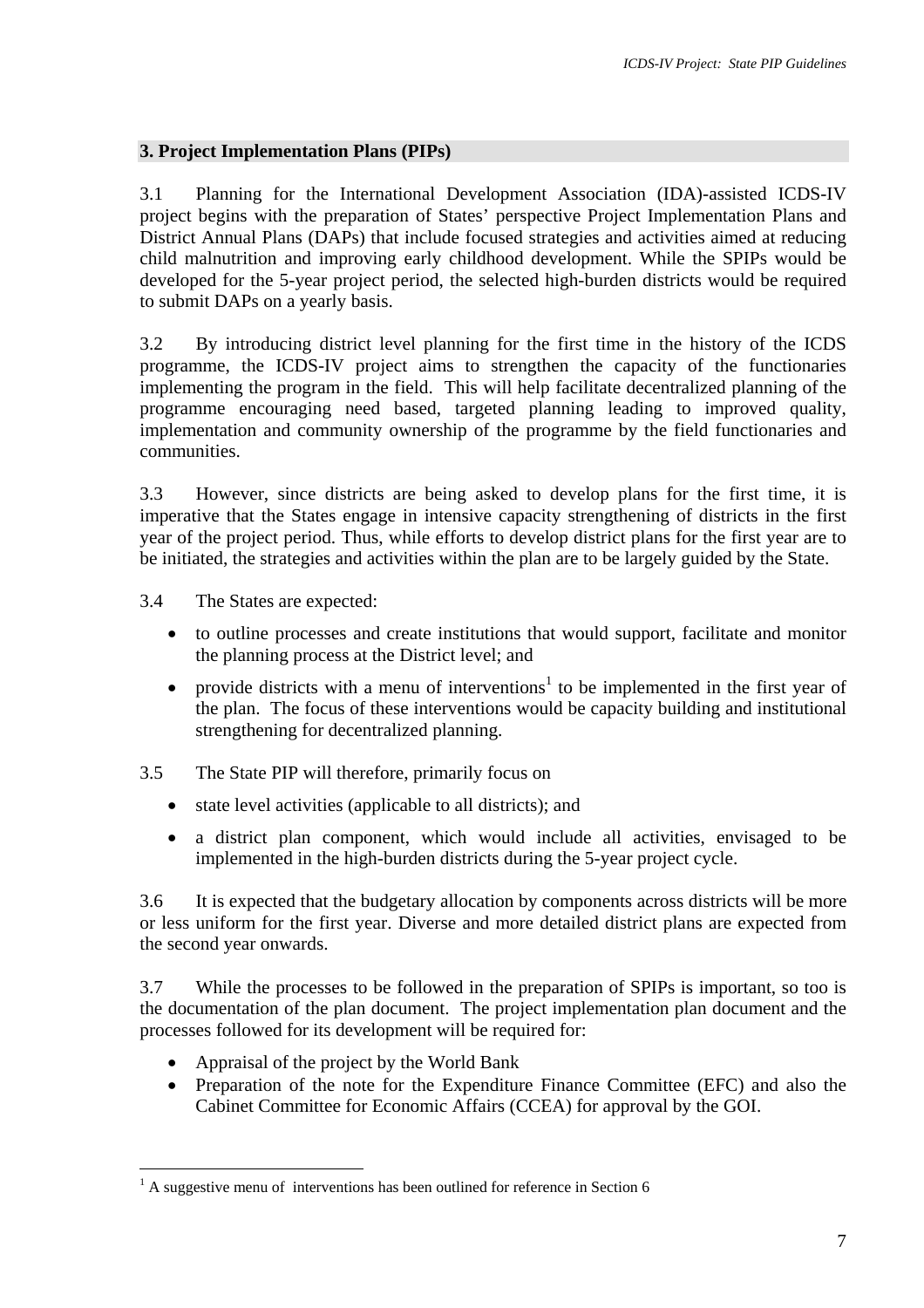## 3. Project Implementation Plans (PIPs)

3.1 Planning for the International Development Association (IDA)-assisted ICDS-IV project begins with the preparation of States' perspective Project Implementation Plans and District Annual Plans (DAPs) that include focused strategies and activities aimed at reducing child malnutrition and improving early childhood development. While the SPIPs would be developed for the 5-year project period, the selected high-burden districts would be required to submit DAPs on a yearly basis.

3.2 By introducing district level planning for the first time in the history of the ICDS programme, the ICDS-IV project aims to strengthen the capacity of the functionaries implementing the program in the field. This will help facilitate decentralized planning of the programme encouraging need based, targeted planning leading to improved quality, implementation and community ownership of the programme by the field functionaries and communities.

3.3 However, since districts are being asked to develop plans for the first time, it is imperative that the States engage in intensive capacity strengthening of districts in the first year of the project period. Thus, while efforts to develop district plans for the first year are to be initiated, the strategies and activities within the plan are to be largely guided by the State.

3.4 The States are expected:

- to outline processes and create institutions that would support, facilitate and monitor the planning process at the District level; and
- provide districts with a menu of interventions[1] to be implemented in the first year of the plan. The focus of these interventions would be capacity building and institutional strengthening for decentralized planning.

3.5 The State PIP will therefore, primarily focus on

- state level activities (applicable to all districts); and
- a district plan component, which would include all activities, envisaged to be implemented in the high-burden districts during the 5-year project cycle.

3.6 It is expected that the budgetary allocation by components across districts will be more or less uniform for the first year. Diverse and more detailed district plans are expected from the second year onwards.

3.7 While the processes to be followed in the preparation of SPIPs is important, so too is the documentation of the plan document. The project implementation plan document and the processes followed for its development will be required for:

- Appraisal of the project by the World Bank
- Preparation of the note for the Expenditure Finance Committee (EFC) and also the Cabinet Committee for Economic Affairs (CCEA) for approval by the GOI.

[1] A suggestive menu of interventions has been outlined for reference in Section 6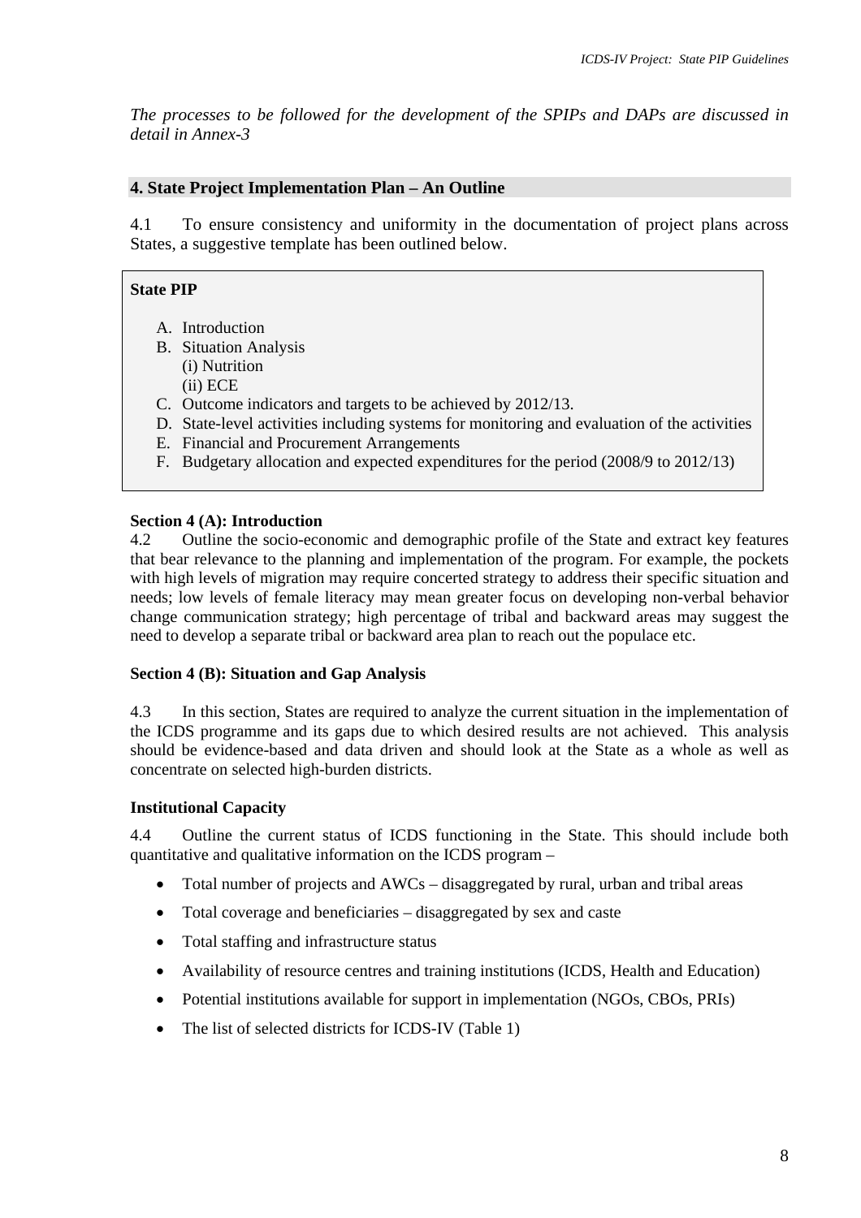*The processes to be followed for the development of the SPIPs and DAPs are discussed in detail in Annex-3*

## 4. State Project Implementation Plan – An Outline

4.1 To ensure consistency and uniformity in the documentation of project plans across States, a suggestive template has been outlined below.

**State PIP**

A. Introduction
B. Situation Analysis
   (i) Nutrition
   (ii) ECE
C. Outcome indicators and targets to be achieved by 2012/13.
D. State-level activities including systems for monitoring and evaluation of the activities
E. Financial and Procurement Arrangements
F. Budgetary allocation and expected expenditures for the period (2008/9 to 2012/13)

**Section 4 (A): Introduction**

4.2 Outline the socio-economic and demographic profile of the State and extract key features that bear relevance to the planning and implementation of the program. For example, the pockets with high levels of migration may require concerted strategy to address their specific situation and needs; low levels of female literacy may mean greater focus on developing non-verbal behavior change communication strategy; high percentage of tribal and backward areas may suggest the need to develop a separate tribal or backward area plan to reach out the populace etc.

**Section 4 (B): Situation and Gap Analysis**

4.3 In this section, States are required to analyze the current situation in the implementation of the ICDS programme and its gaps due to which desired results are not achieved. This analysis should be evidence-based and data driven and should look at the State as a whole as well as concentrate on selected high-burden districts.

**Institutional Capacity**

4.4 Outline the current status of ICDS functioning in the State. This should include both quantitative and qualitative information on the ICDS program –

- Total number of projects and AWCs – disaggregated by rural, urban and tribal areas
- Total coverage and beneficiaries – disaggregated by sex and caste
- Total staffing and infrastructure status
- Availability of resource centres and training institutions (ICDS, Health and Education)
- Potential institutions available for support in implementation (NGOs, CBOs, PRIs)
- The list of selected districts for ICDS-IV (Table 1)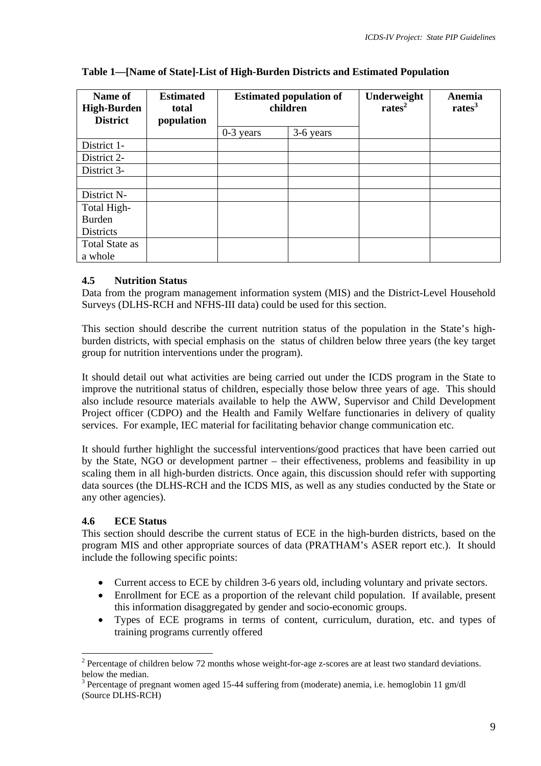**Table 1—[Name of State]-List of High-Burden Districts and Estimated Population**

| Name of High-Burden District | Estimated total population | Estimated population of children | | Underweight rates[2] | Anemia rates[3] |
|---|---|---|---|---|---|
| | | 0-3 years | 3-6 years | | |
| District 1- | | | | | |
| District 2- | | | | | |
| District 3- | | | | | |
| | | | | | |
| District N- | | | | | |
| Total High-Burden Districts | | | | | |
| Total State as a whole | | | | | |

### 4.5 Nutrition Status

Data from the program management information system (MIS) and the District-Level Household Surveys (DLHS-RCH and NFHS-III data) could be used for this section.

This section should describe the current nutrition status of the population in the State's high-burden districts, with special emphasis on the status of children below three years (the key target group for nutrition interventions under the program).

It should detail out what activities are being carried out under the ICDS program in the State to improve the nutritional status of children, especially those below three years of age. This should also include resource materials available to help the AWW, Supervisor and Child Development Project officer (CDPO) and the Health and Family Welfare functionaries in delivery of quality services. For example, IEC material for facilitating behavior change communication etc.

It should further highlight the successful interventions/good practices that have been carried out by the State, NGO or development partner – their effectiveness, problems and feasibility in up scaling them in all high-burden districts. Once again, this discussion should refer with supporting data sources (the DLHS-RCH and the ICDS MIS, as well as any studies conducted by the State or any other agencies).

### 4.6 ECE Status

This section should describe the current status of ECE in the high-burden districts, based on the program MIS and other appropriate sources of data (PRATHAM's ASER report etc.). It should include the following specific points:

- Current access to ECE by children 3-6 years old, including voluntary and private sectors.
- Enrollment for ECE as a proportion of the relevant child population. If available, present this information disaggregated by gender and socio-economic groups.
- Types of ECE programs in terms of content, curriculum, duration, etc. and types of training programs currently offered

---

[2] Percentage of children below 72 months whose weight-for-age z-scores are at least two standard deviations. below the median.

[3] Percentage of pregnant women aged 15-44 suffering from (moderate) anemia, i.e. hemoglobin 11 gm/dl (Source DLHS-RCH)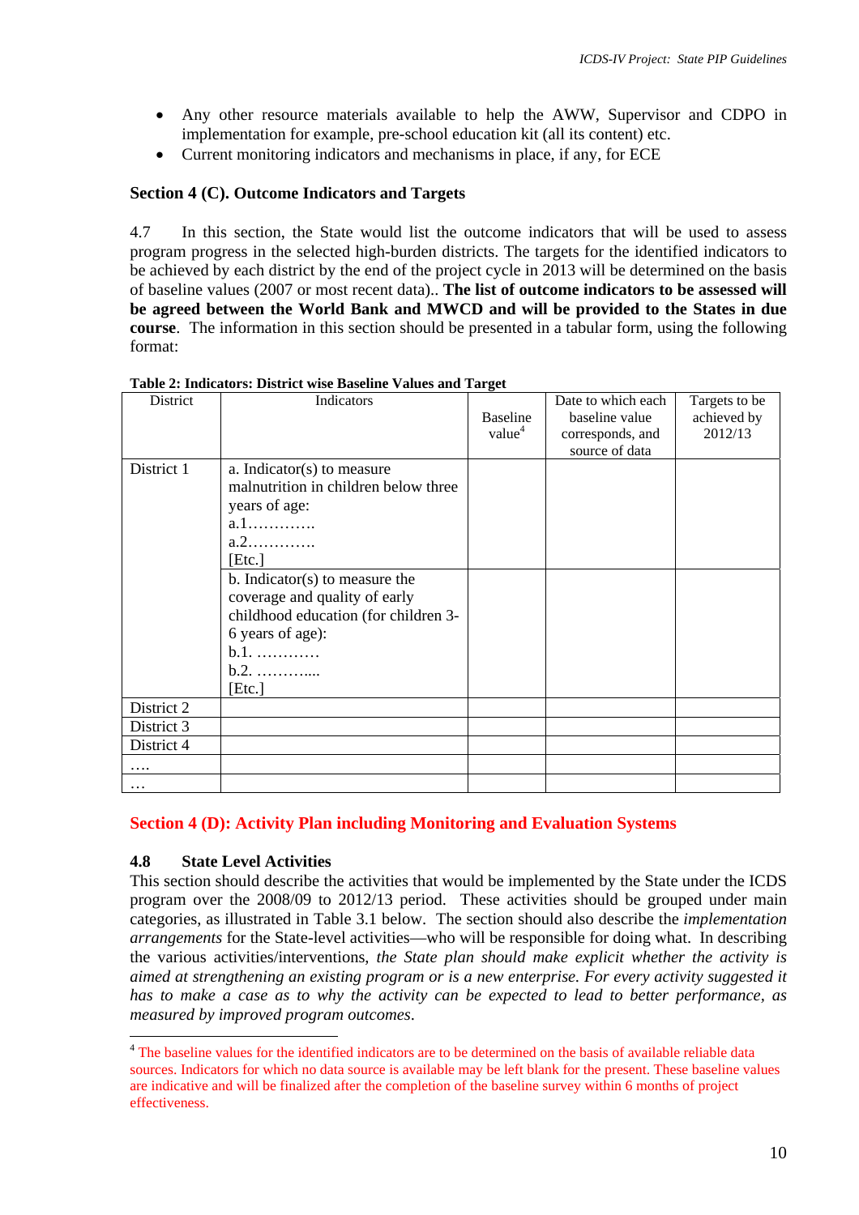- Any other resource materials available to help the AWW, Supervisor and CDPO in implementation for example, pre-school education kit (all its content) etc.
- Current monitoring indicators and mechanisms in place, if any, for ECE

### Section 4 (C). Outcome Indicators and Targets

4.7 In this section, the State would list the outcome indicators that will be used to assess program progress in the selected high-burden districts. The targets for the identified indicators to be achieved by each district by the end of the project cycle in 2013 will be determined on the basis of baseline values (2007 or most recent data).. **The list of outcome indicators to be assessed will be agreed between the World Bank and MWCD and will be provided to the States in due course**. The information in this section should be presented in a tabular form, using the following format:

**Table 2: Indicators: District wise Baseline Values and Target**

| District | Indicators | Baseline value[4] | Date to which each baseline value corresponds, and source of data | Targets to be achieved by 2012/13 |
|---|---|---|---|---|
| District 1 | a. Indicator(s) to measure malnutrition in children below three years of age: a.1…………. a.2…………. [Etc.] | | | |
| | b. Indicator(s) to measure the coverage and quality of early childhood education (for children 3-6 years of age): b.1. ………… b.2. ……….... [Etc.] | | | |
| District 2 | | | | |
| District 3 | | | | |
| District 4 | | | | |
| …. | | | | |
| … | | | | |

### Section 4 (D): Activity Plan including Monitoring and Evaluation Systems

#### 4.8 State Level Activities

This section should describe the activities that would be implemented by the State under the ICDS program over the 2008/09 to 2012/13 period. These activities should be grouped under main categories, as illustrated in Table 3.1 below. The section should also describe the *implementation arrangements* for the State-level activities—who will be responsible for doing what. In describing the various activities/interventions, *the State plan should make explicit whether the activity is aimed at strengthening an existing program or is a new enterprise. For every activity suggested it has to make a case as to why the activity can be expected to lead to better performance, as measured by improved program outcomes.*

---

[4] The baseline values for the identified indicators are to be determined on the basis of available reliable data sources. Indicators for which no data source is available may be left blank for the present. These baseline values are indicative and will be finalized after the completion of the baseline survey within 6 months of project effectiveness.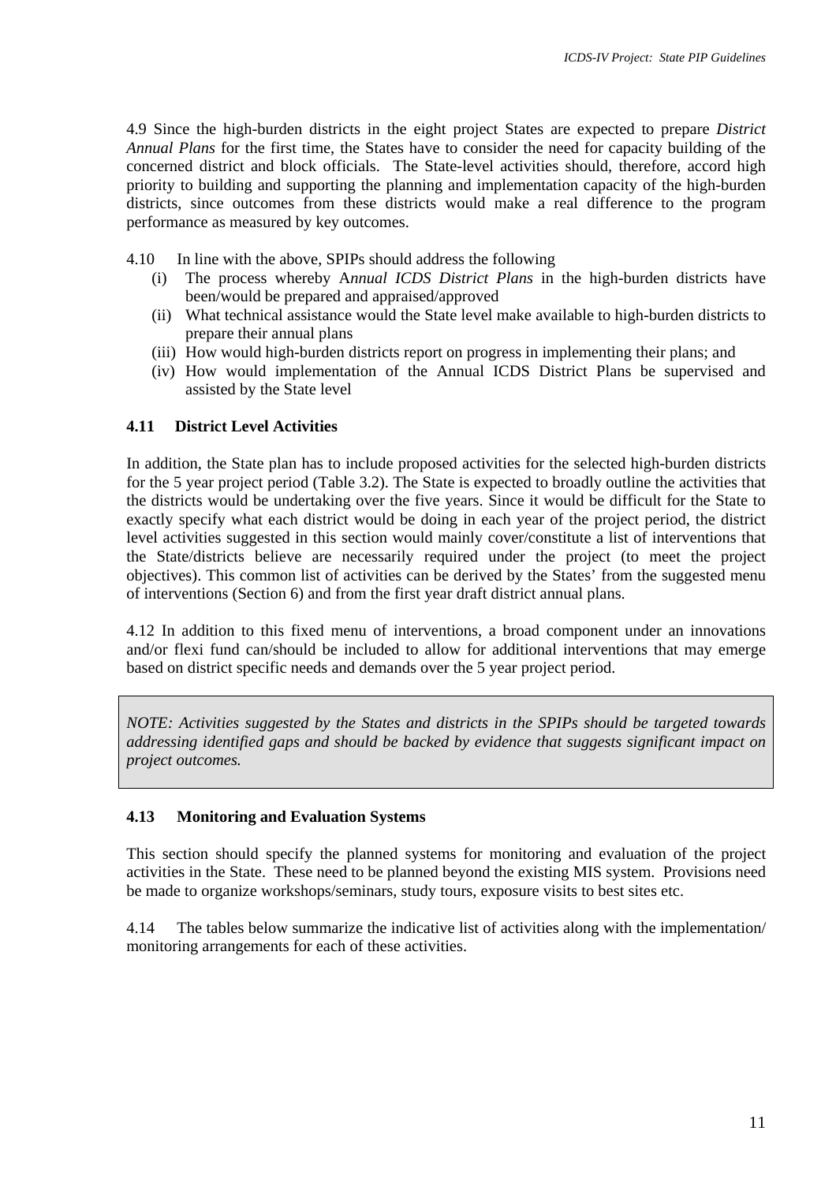4.9 Since the high-burden districts in the eight project States are expected to prepare *District Annual Plans* for the first time, the States have to consider the need for capacity building of the concerned district and block officials. The State-level activities should, therefore, accord high priority to building and supporting the planning and implementation capacity of the high-burden districts, since outcomes from these districts would make a real difference to the program performance as measured by key outcomes.

4.10 In line with the above, SPIPs should address the following

- (i) The process whereby A*nnual ICDS District Plans* in the high-burden districts have been/would be prepared and appraised/approved
- (ii) What technical assistance would the State level make available to high-burden districts to prepare their annual plans
- (iii) How would high-burden districts report on progress in implementing their plans; and
- (iv) How would implementation of the Annual ICDS District Plans be supervised and assisted by the State level

**4.11 District Level Activities**

In addition, the State plan has to include proposed activities for the selected high-burden districts for the 5 year project period (Table 3.2). The State is expected to broadly outline the activities that the districts would be undertaking over the five years. Since it would be difficult for the State to exactly specify what each district would be doing in each year of the project period, the district level activities suggested in this section would mainly cover/constitute a list of interventions that the State/districts believe are necessarily required under the project (to meet the project objectives). This common list of activities can be derived by the States' from the suggested menu of interventions (Section 6) and from the first year draft district annual plans.

4.12 In addition to this fixed menu of interventions, a broad component under an innovations and/or flexi fund can/should be included to allow for additional interventions that may emerge based on district specific needs and demands over the 5 year project period.

> *NOTE: Activities suggested by the States and districts in the SPIPs should be targeted towards addressing identified gaps and should be backed by evidence that suggests significant impact on project outcomes.*

**4.13 Monitoring and Evaluation Systems**

This section should specify the planned systems for monitoring and evaluation of the project activities in the State. These need to be planned beyond the existing MIS system. Provisions need be made to organize workshops/seminars, study tours, exposure visits to best sites etc.

4.14 The tables below summarize the indicative list of activities along with the implementation/ monitoring arrangements for each of these activities.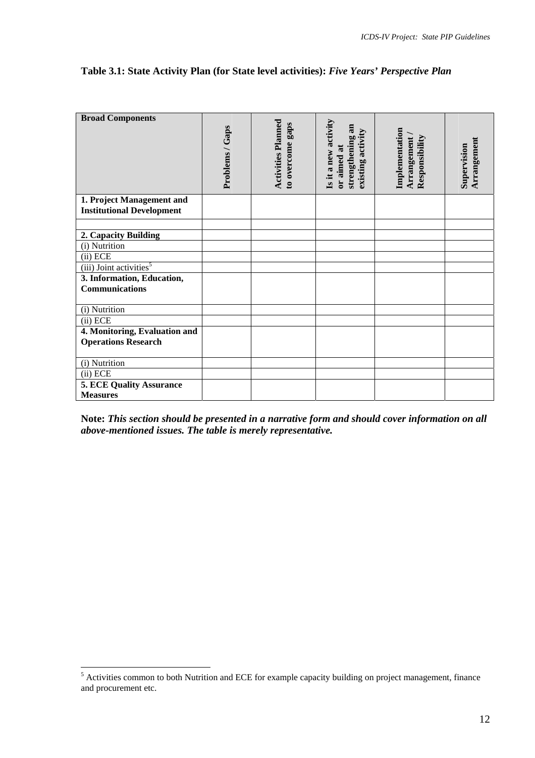**Table 3.1: State Activity Plan (for State level activities):** ***Five Years' Perspective Plan***

| **Broad Components** | **Problems / Gaps** | **Activities Planned to overcome gaps** | **Is it a new activity or aimed at strengthening an existing activity** | **Implementation Arrangement / Responsibility** | **Supervision Arrangement** |
|---|---|---|---|---|---|
| **1. Project Management and Institutional Development** | | | | | |
| | | | | | |
| **2. Capacity Building** | | | | | |
| (i) Nutrition | | | | | |
| (ii) ECE | | | | | |
| (iii) Joint activities[5] | | | | | |
| **3. Information, Education, Communications** | | | | | |
| (i) Nutrition | | | | | |
| (ii) ECE | | | | | |
| **4. Monitoring, Evaluation and Operations Research** | | | | | |
| (i) Nutrition | | | | | |
| (ii) ECE | | | | | |
| **5. ECE Quality Assurance Measures** | | | | | |

**Note:** ***This section should be presented in a narrative form and should cover information on all above-mentioned issues. The table is merely representative.***

[5] Activities common to both Nutrition and ECE for example capacity building on project management, finance and procurement etc.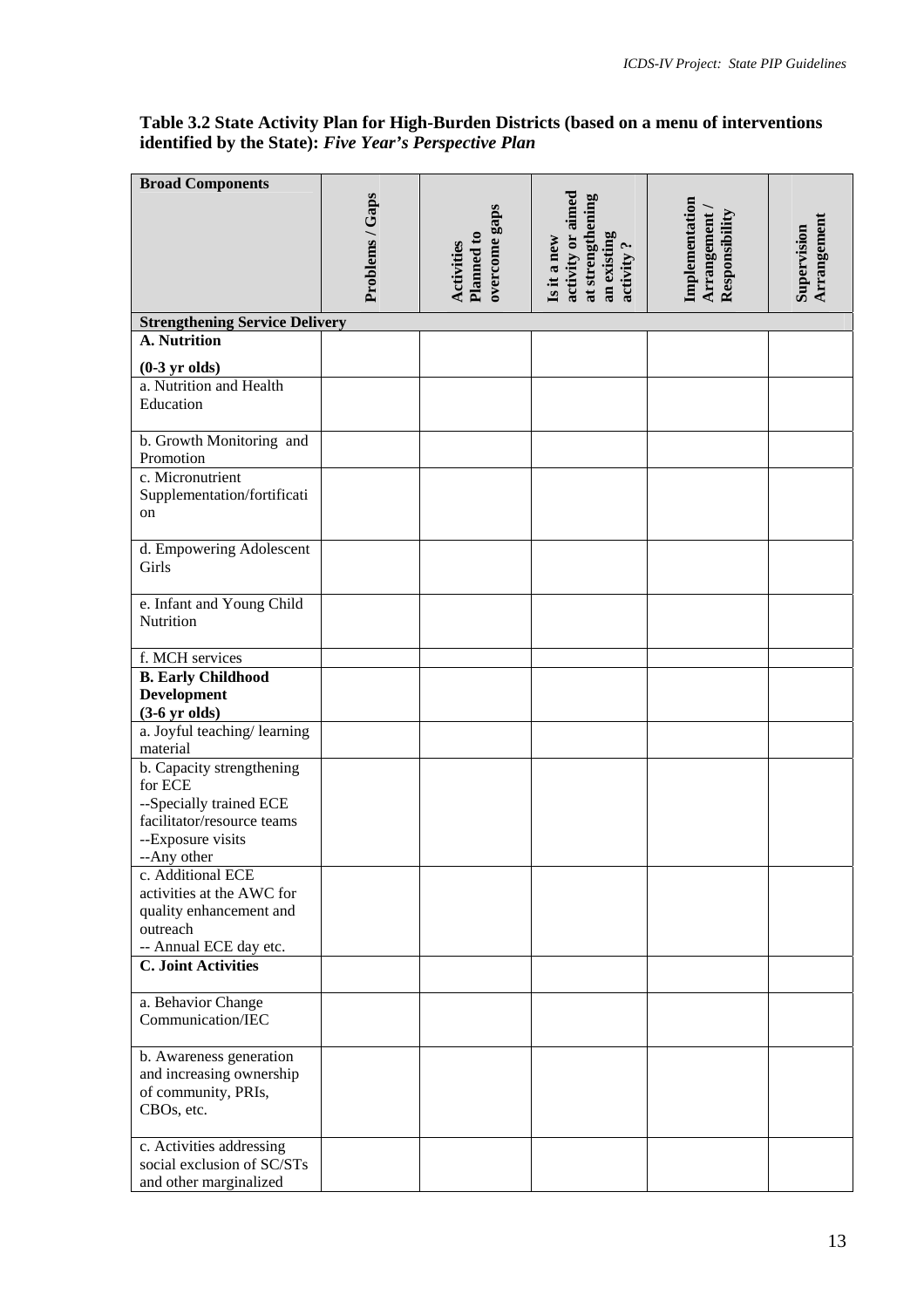**Table 3.2 State Activity Plan for High-Burden Districts (based on a menu of interventions identified by the State):** ***Five Year's Perspective Plan***

| Broad Components | Problems / Gaps | Activities Planned to overcome gaps | Is it a new activity or aimed at strengthening an existing activity ? | Implementation Arrangement / Responsibility | Supervision Arrangement |
|---|---|---|---|---|---|
| **Strengthening Service Delivery** | | | | | |
| **A. Nutrition**<br><br>**(0-3 yr olds)** | | | | | |
| a. Nutrition and Health Education | | | | | |
| b. Growth Monitoring and Promotion | | | | | |
| c. Micronutrient Supplementation/fortification | | | | | |
| d. Empowering Adolescent Girls | | | | | |
| e. Infant and Young Child Nutrition | | | | | |
| f. MCH services | | | | | |
| **B. Early Childhood Development**<br>**(3-6 yr olds)** | | | | | |
| a. Joyful teaching/ learning material | | | | | |
| b. Capacity strengthening for ECE<br>--Specially trained ECE facilitator/resource teams<br>--Exposure visits<br>--Any other | | | | | |
| c. Additional ECE activities at the AWC for quality enhancement and outreach<br>-- Annual ECE day etc. | | | | | |
| **C. Joint Activities** | | | | | |
| a. Behavior Change Communication/IEC | | | | | |
| b. Awareness generation and increasing ownership of community, PRIs, CBOs, etc. | | | | | |
| c. Activities addressing social exclusion of SC/STs and other marginalized | | | | | |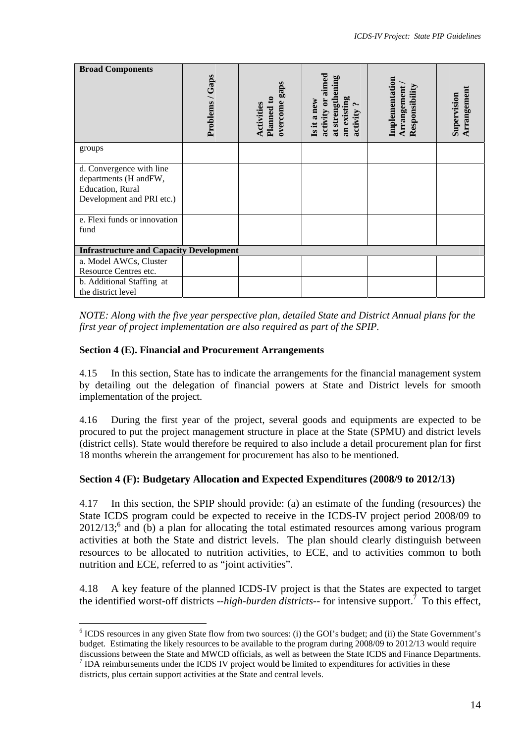| Broad Components | Problems / Gaps | Activities Planned to overcome gaps | Is it a new activity or aimed at strengthening an existing activity ? | Implementation Arrangement / Responsibility | Supervision Arrangement |
|---|---|---|---|---|---|
| groups | | | | | |
| d. Convergence with line departments (H andFW, Education, Rural Development and PRI etc.) | | | | | |
| e. Flexi funds or innovation fund | | | | | |
| **Infrastructure and Capacity Development** | | | | | |
| a. Model AWCs, Cluster Resource Centres etc. | | | | | |
| b. Additional Staffing at the district level | | | | | |

*NOTE: Along with the five year perspective plan, detailed State and District Annual plans for the first year of project implementation are also required as part of the SPIP.*

### Section 4 (E). Financial and Procurement Arrangements

4.15 In this section, State has to indicate the arrangements for the financial management system by detailing out the delegation of financial powers at State and District levels for smooth implementation of the project.

4.16 During the first year of the project, several goods and equipments are expected to be procured to put the project management structure in place at the State (SPMU) and district levels (district cells). State would therefore be required to also include a detail procurement plan for first 18 months wherein the arrangement for procurement has also to be mentioned.

### Section 4 (F): Budgetary Allocation and Expected Expenditures (2008/9 to 2012/13)

4.17 In this section, the SPIP should provide: (a) an estimate of the funding (resources) the State ICDS program could be expected to receive in the ICDS-IV project period 2008/09 to 2012/13;[6] and (b) a plan for allocating the total estimated resources among various program activities at both the State and district levels. The plan should clearly distinguish between resources to be allocated to nutrition activities, to ECE, and to activities common to both nutrition and ECE, referred to as "joint activities".

4.18 A key feature of the planned ICDS-IV project is that the States are expected to target the identified worst-off districts --*high-burden districts*-- for intensive support.[7] To this effect,

[6] ICDS resources in any given State flow from two sources: (i) the GOI's budget; and (ii) the State Government's budget. Estimating the likely resources to be available to the program during 2008/09 to 2012/13 would require discussions between the State and MWCD officials, as well as between the State ICDS and Finance Departments.

[7] IDA reimbursements under the ICDS IV project would be limited to expenditures for activities in these districts, plus certain support activities at the State and central levels.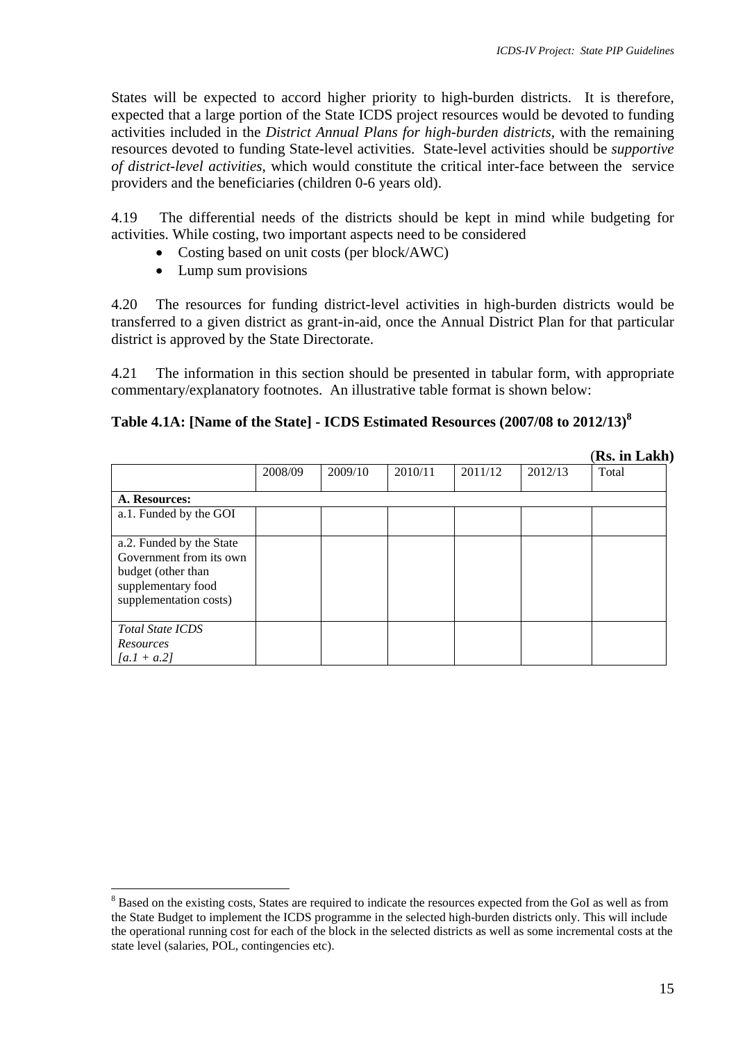States will be expected to accord higher priority to high-burden districts. It is therefore, expected that a large portion of the State ICDS project resources would be devoted to funding activities included in the *District Annual Plans for high-burden districts*, with the remaining resources devoted to funding State-level activities. State-level activities should be *supportive of district-level activities*, which would constitute the critical inter-face between the service providers and the beneficiaries (children 0-6 years old).

4.19 The differential needs of the districts should be kept in mind while budgeting for activities. While costing, two important aspects need to be considered

- Costing based on unit costs (per block/AWC)
- Lump sum provisions

4.20 The resources for funding district-level activities in high-burden districts would be transferred to a given district as grant-in-aid, once the Annual District Plan for that particular district is approved by the State Directorate.

4.21 The information in this section should be presented in tabular form, with appropriate commentary/explanatory footnotes. An illustrative table format is shown below:

**Table 4.1A: [Name of the State] - ICDS Estimated Resources (2007/08 to 2012/13)[8]**

(**Rs. in Lakh**)

| | 2008/09 | 2009/10 | 2010/11 | 2011/12 | 2012/13 | Total |
|---|---|---|---|---|---|---|
| **A. Resources:** | | | | | | |
| a.1. Funded by the GOI | | | | | | |
| a.2. Funded by the State Government from its own budget (other than supplementary food supplementation costs) | | | | | | |
| *Total State ICDS Resources [a.1 + a.2]* | | | | | | |

[8] Based on the existing costs, States are required to indicate the resources expected from the GoI as well as from the State Budget to implement the ICDS programme in the selected high-burden districts only. This will include the operational running cost for each of the block in the selected districts as well as some incremental costs at the state level (salaries, POL, contingencies etc).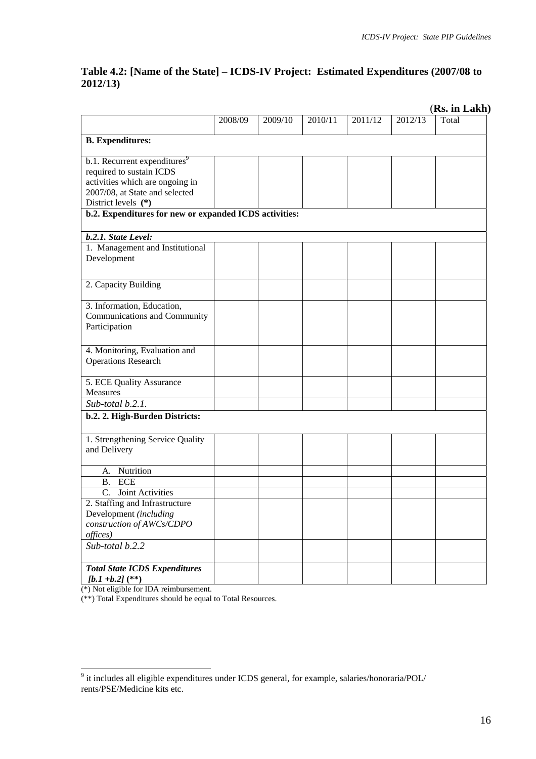### Table 4.2: [Name of the State] – ICDS-IV Project: Estimated Expenditures (2007/08 to 2012/13)

(**Rs. in Lakh**)

| | 2008/09 | 2009/10 | 2010/11 | 2011/12 | 2012/13 | Total |
|---|---|---|---|---|---|---|
| **B. Expenditures:** | | | | | | |
| b.1. Recurrent expenditures[9] required to sustain ICDS activities which are ongoing in 2007/08, at State and selected District levels **(*)** | | | | | | |
| **b.2. Expenditures for new or expanded ICDS activities:** | | | | | | |
| ***b.2.1. State Level:*** | | | | | | |
| 1. Management and Institutional Development | | | | | | |
| 2. Capacity Building | | | | | | |
| 3. Information, Education, Communications and Community Participation | | | | | | |
| 4. Monitoring, Evaluation and Operations Research | | | | | | |
| 5. ECE Quality Assurance Measures | | | | | | |
| *Sub-total b.2.1.* | | | | | | |
| **b.2. 2. High-Burden Districts:** | | | | | | |
| 1. Strengthening Service Quality and Delivery | | | | | | |
| A. Nutrition | | | | | | |
| B. ECE | | | | | | |
| C. Joint Activities | | | | | | |
| 2. Staffing and Infrastructure Development *(including construction of AWCs/CDPO offices)* | | | | | | |
| *Sub-total b.2.2* | | | | | | |
| ***Total State ICDS Expenditures [b.1 +b.2] (**)*** | | | | | | |

(*) Not eligible for IDA reimbursement.

(**) Total Expenditures should be equal to Total Resources.

[9] it includes all eligible expenditures under ICDS general, for example, salaries/honoraria/POL/ rents/PSE/Medicine kits etc.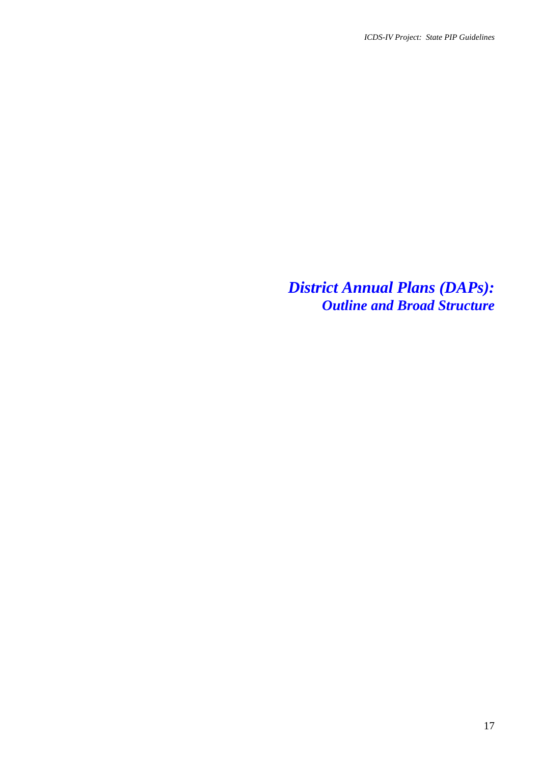# *District Annual Plans (DAPs): Outline and Broad Structure*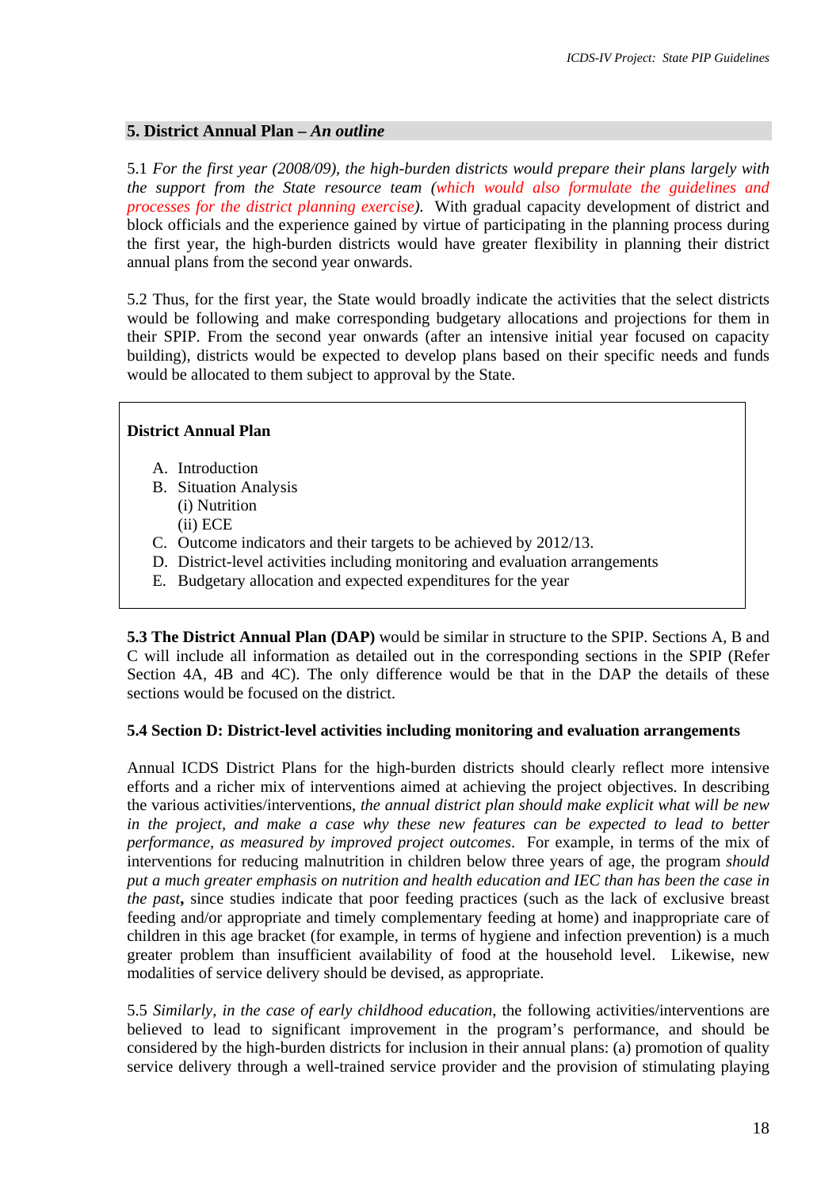## 5. District Annual Plan – *An outline*

5.1 *For the first year (2008/09), the high-burden districts would prepare their plans largely with the support from the State resource team (which would also formulate the guidelines and processes for the district planning exercise).* With gradual capacity development of district and block officials and the experience gained by virtue of participating in the planning process during the first year, the high-burden districts would have greater flexibility in planning their district annual plans from the second year onwards.

5.2 Thus, for the first year, the State would broadly indicate the activities that the select districts would be following and make corresponding budgetary allocations and projections for them in their SPIP. From the second year onwards (after an intensive initial year focused on capacity building), districts would be expected to develop plans based on their specific needs and funds would be allocated to them subject to approval by the State.

> **District Annual Plan**
>
> A. Introduction
> B. Situation Analysis
>    (i) Nutrition
>    (ii) ECE
> C. Outcome indicators and their targets to be achieved by 2012/13.
> D. District-level activities including monitoring and evaluation arrangements
> E. Budgetary allocation and expected expenditures for the year

**5.3 The District Annual Plan (DAP)** would be similar in structure to the SPIP. Sections A, B and C will include all information as detailed out in the corresponding sections in the SPIP (Refer Section 4A, 4B and 4C). The only difference would be that in the DAP the details of these sections would be focused on the district.

**5.4 Section D: District-level activities including monitoring and evaluation arrangements**

Annual ICDS District Plans for the high-burden districts should clearly reflect more intensive efforts and a richer mix of interventions aimed at achieving the project objectives. In describing the various activities/interventions, *the annual district plan should make explicit what will be new in the project, and make a case why these new features can be expected to lead to better performance, as measured by improved project outcomes*. For example, in terms of the mix of interventions for reducing malnutrition in children below three years of age, the program *should put a much greater emphasis on nutrition and health education and IEC than has been the case in the past***,** since studies indicate that poor feeding practices (such as the lack of exclusive breast feeding and/or appropriate and timely complementary feeding at home) and inappropriate care of children in this age bracket (for example, in terms of hygiene and infection prevention) is a much greater problem than insufficient availability of food at the household level. Likewise, new modalities of service delivery should be devised, as appropriate.

5.5 *Similarly, in the case of early childhood education*, the following activities/interventions are believed to lead to significant improvement in the program's performance, and should be considered by the high-burden districts for inclusion in their annual plans: (a) promotion of quality service delivery through a well-trained service provider and the provision of stimulating playing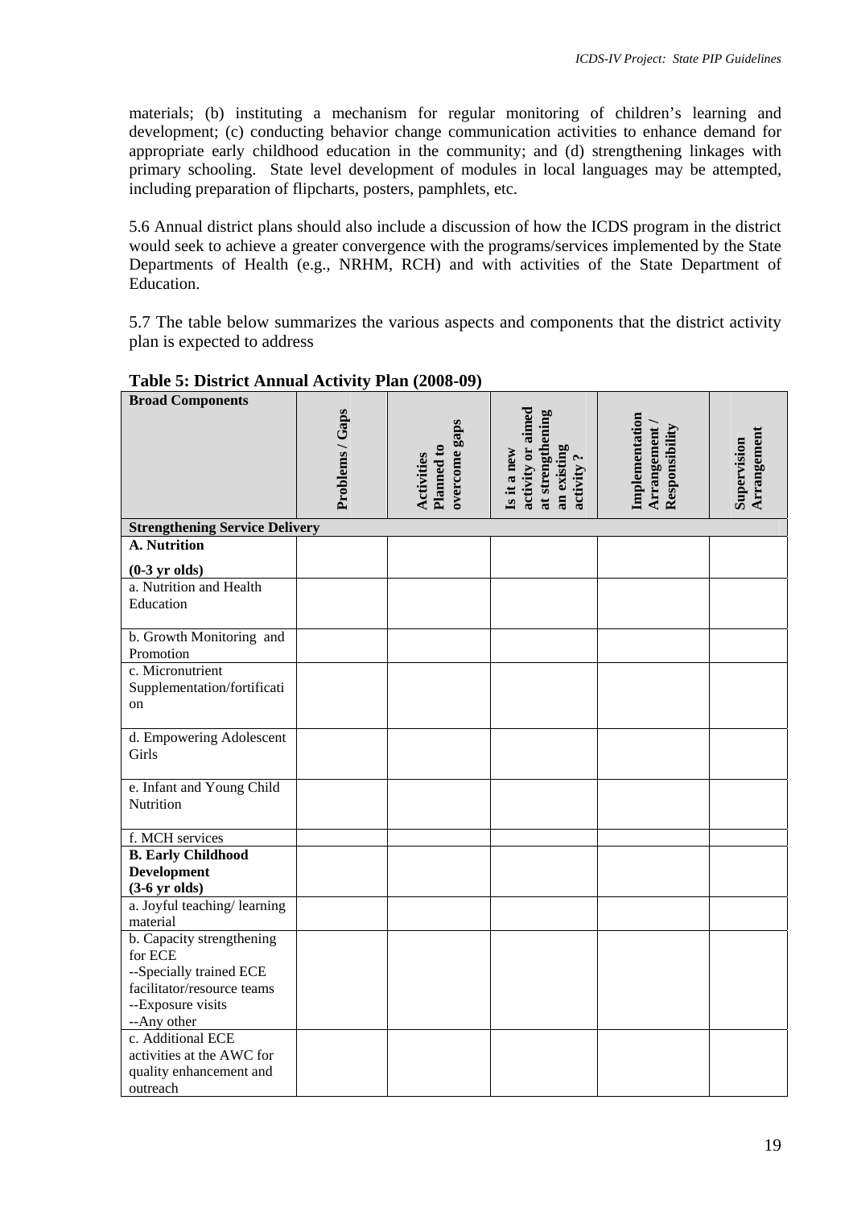materials; (b) instituting a mechanism for regular monitoring of children's learning and development; (c) conducting behavior change communication activities to enhance demand for appropriate early childhood education in the community; and (d) strengthening linkages with primary schooling. State level development of modules in local languages may be attempted, including preparation of flipcharts, posters, pamphlets, etc.

5.6 Annual district plans should also include a discussion of how the ICDS program in the district would seek to achieve a greater convergence with the programs/services implemented by the State Departments of Health (e.g., NRHM, RCH) and with activities of the State Department of Education.

5.7 The table below summarizes the various aspects and components that the district activity plan is expected to address

**Table 5: District Annual Activity Plan (2008-09)**

| Broad Components | Problems / Gaps | Activities Planned to overcome gaps | Is it a new activity or aimed at strengthening an existing activity ? | Implementation Arrangement / Responsibility | Supervision Arrangement |
|---|---|---|---|---|---|
| **Strengthening Service Delivery** | | | | | |
| **A. Nutrition (0-3 yr olds)** | | | | | |
| a. Nutrition and Health Education | | | | | |
| b. Growth Monitoring and Promotion | | | | | |
| c. Micronutrient Supplementation/fortification | | | | | |
| d. Empowering Adolescent Girls | | | | | |
| e. Infant and Young Child Nutrition | | | | | |
| f. MCH services | | | | | |
| **B. Early Childhood Development (3-6 yr olds)** | | | | | |
| a. Joyful teaching/ learning material | | | | | |
| b. Capacity strengthening for ECE<br>--Specially trained ECE facilitator/resource teams<br>--Exposure visits<br>--Any other | | | | | |
| c. Additional ECE activities at the AWC for quality enhancement and outreach | | | | | |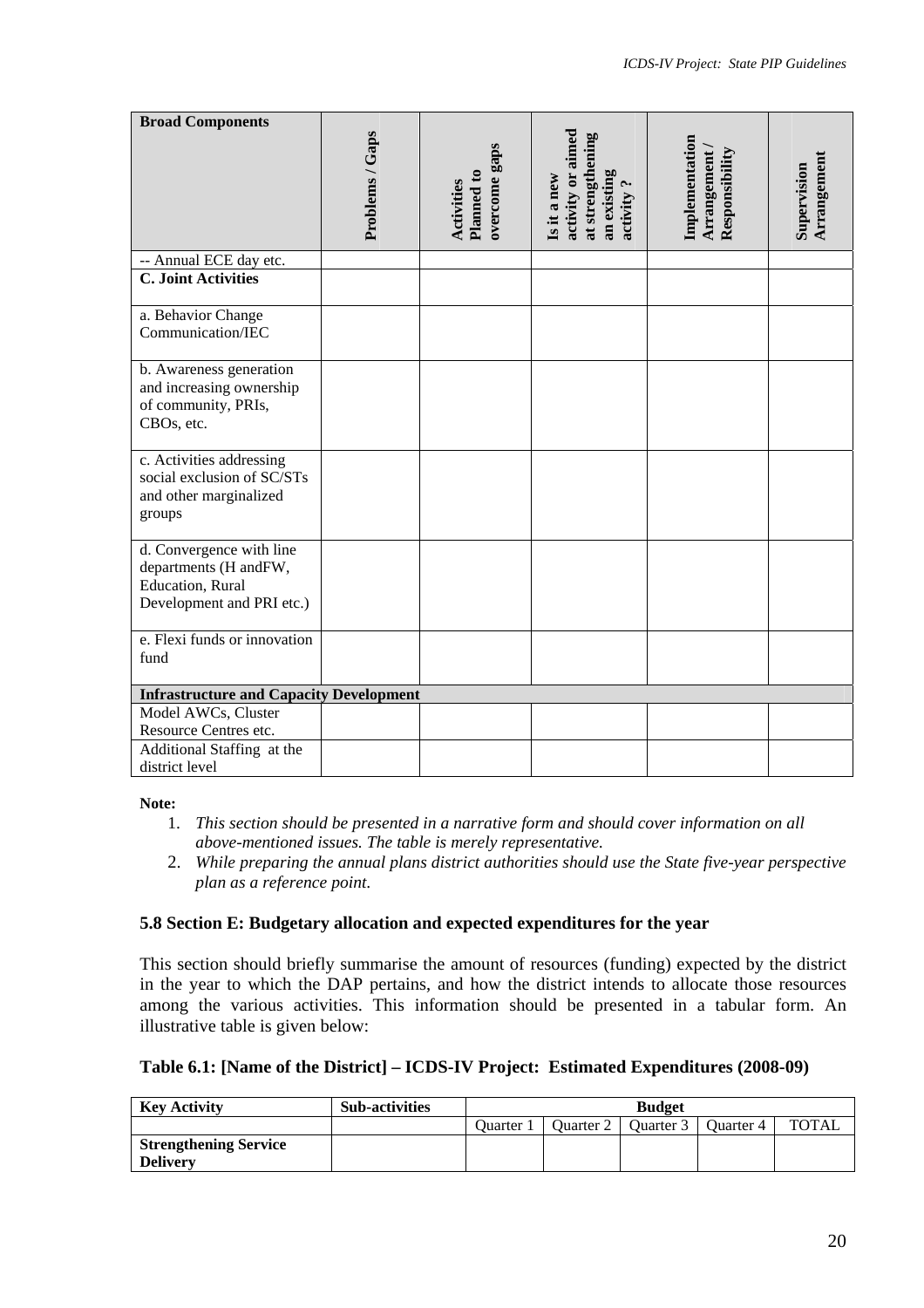| Broad Components | Problems / Gaps | Activities Planned to overcome gaps | Is it a new activity or aimed at strengthening an existing activity ? | Implementation Arrangement / Responsibility | Supervision Arrangement |
|---|---|---|---|---|---|
| -- Annual ECE day etc. | | | | | |
| **C. Joint Activities** | | | | | |
| a. Behavior Change Communication/IEC | | | | | |
| b. Awareness generation and increasing ownership of community, PRIs, CBOs, etc. | | | | | |
| c. Activities addressing social exclusion of SC/STs and other marginalized groups | | | | | |
| d. Convergence with line departments (H andFW, Education, Rural Development and PRI etc.) | | | | | |
| e. Flexi funds or innovation fund | | | | | |
| **Infrastructure and Capacity Development** | | | | | |
| Model AWCs, Cluster Resource Centres etc. | | | | | |
| Additional Staffing at the district level | | | | | |

**Note:**

1. *This section should be presented in a narrative form and should cover information on all above-mentioned issues. The table is merely representative.*
2. *While preparing the annual plans district authorities should use the State five-year perspective plan as a reference point.*

### 5.8 Section E: Budgetary allocation and expected expenditures for the year

This section should briefly summarise the amount of resources (funding) expected by the district in the year to which the DAP pertains, and how the district intends to allocate those resources among the various activities. This information should be presented in a tabular form. An illustrative table is given below:

**Table 6.1: [Name of the District] – ICDS-IV Project: Estimated Expenditures (2008-09)**

| Key Activity | Sub-activities | Budget | | | | |
|---|---|---|---|---|---|---|
| | | Quarter 1 | Quarter 2 | Quarter 3 | Quarter 4 | TOTAL |
| **Strengthening Service Delivery** | | | | | | |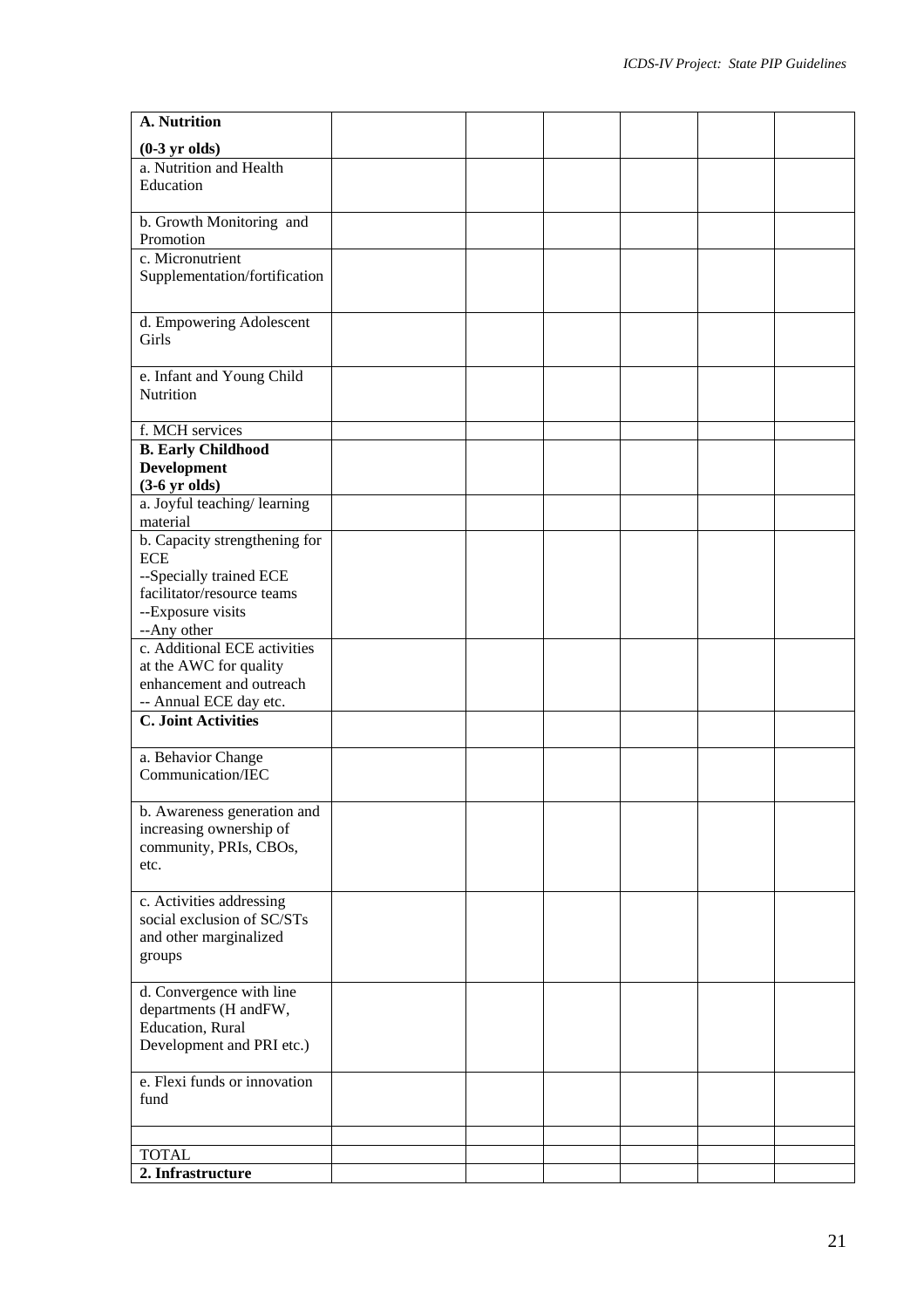| **A. Nutrition (0-3 yr olds)** | | | | | | |
|---|---|---|---|---|---|---|
| a. Nutrition and Health Education | | | | | | |
| b. Growth Monitoring and Promotion | | | | | | |
| c. Micronutrient Supplementation/fortification | | | | | | |
| d. Empowering Adolescent Girls | | | | | | |
| e. Infant and Young Child Nutrition | | | | | | |
| f. MCH services | | | | | | |
| **B. Early Childhood Development (3-6 yr olds)** | | | | | | |
| a. Joyful teaching/ learning material | | | | | | |
| b. Capacity strengthening for ECE<br>--Specially trained ECE facilitator/resource teams<br>--Exposure visits<br>--Any other | | | | | | |
| c. Additional ECE activities at the AWC for quality enhancement and outreach<br>-- Annual ECE day etc. | | | | | | |
| **C. Joint Activities** | | | | | | |
| a. Behavior Change Communication/IEC | | | | | | |
| b. Awareness generation and increasing ownership of community, PRIs, CBOs, etc. | | | | | | |
| c. Activities addressing social exclusion of SC/STs and other marginalized groups | | | | | | |
| d. Convergence with line departments (H andFW, Education, Rural Development and PRI etc.) | | | | | | |
| e. Flexi funds or innovation fund | | | | | | |
| | | | | | | |
| TOTAL | | | | | | |
| **2. Infrastructure** | | | | | | |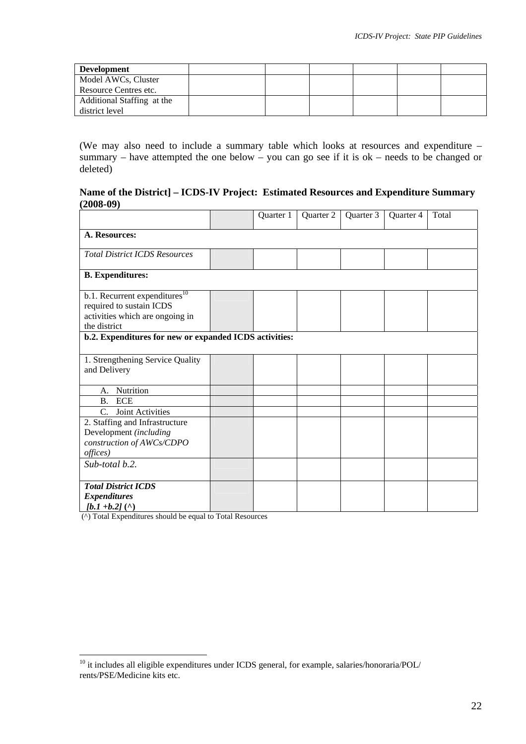| Development | | | | | | |
|---|---|---|---|---|---|---|
| Model AWCs, Cluster Resource Centres etc. | | | | | | |
| Additional Staffing at the district level | | | | | | |

(We may also need to include a summary table which looks at resources and expenditure – summary – have attempted the one below – you can go see if it is ok – needs to be changed or deleted)

**Name of the District] – ICDS-IV Project: Estimated Resources and Expenditure Summary (2008-09)**

| | | Quarter 1 | Quarter 2 | Quarter 3 | Quarter 4 | Total |
|---|---|---|---|---|---|---|
| **A. Resources:** | | | | | | |
| *Total District ICDS Resources* | | | | | | |
| **B. Expenditures:** | | | | | | |
| b.1. Recurrent expenditures[10] required to sustain ICDS activities which are ongoing in the district | | | | | | |
| **b.2. Expenditures for new or expanded ICDS activities:** | | | | | | |
| 1. Strengthening Service Quality and Delivery | | | | | | |
| A. Nutrition | | | | | | |
| B. ECE | | | | | | |
| C. Joint Activities | | | | | | |
| 2. Staffing and Infrastructure Development *(including construction of AWCs/CDPO offices)* | | | | | | |
| *Sub-total b.2.* | | | | | | |
| ***Total District ICDS Expenditures [b.1 +b.2]* (^)** | | | | | | |

(^) Total Expenditures should be equal to Total Resources

[10] it includes all eligible expenditures under ICDS general, for example, salaries/honoraria/POL/ rents/PSE/Medicine kits etc.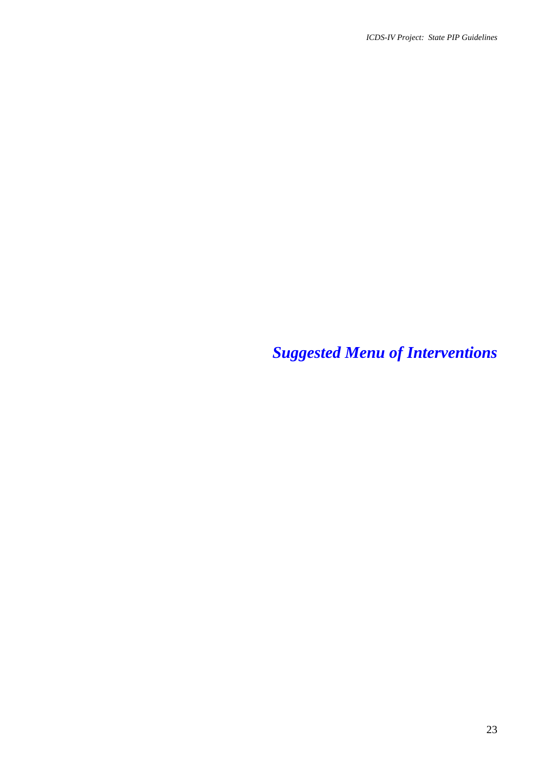# *Suggested Menu of Interventions*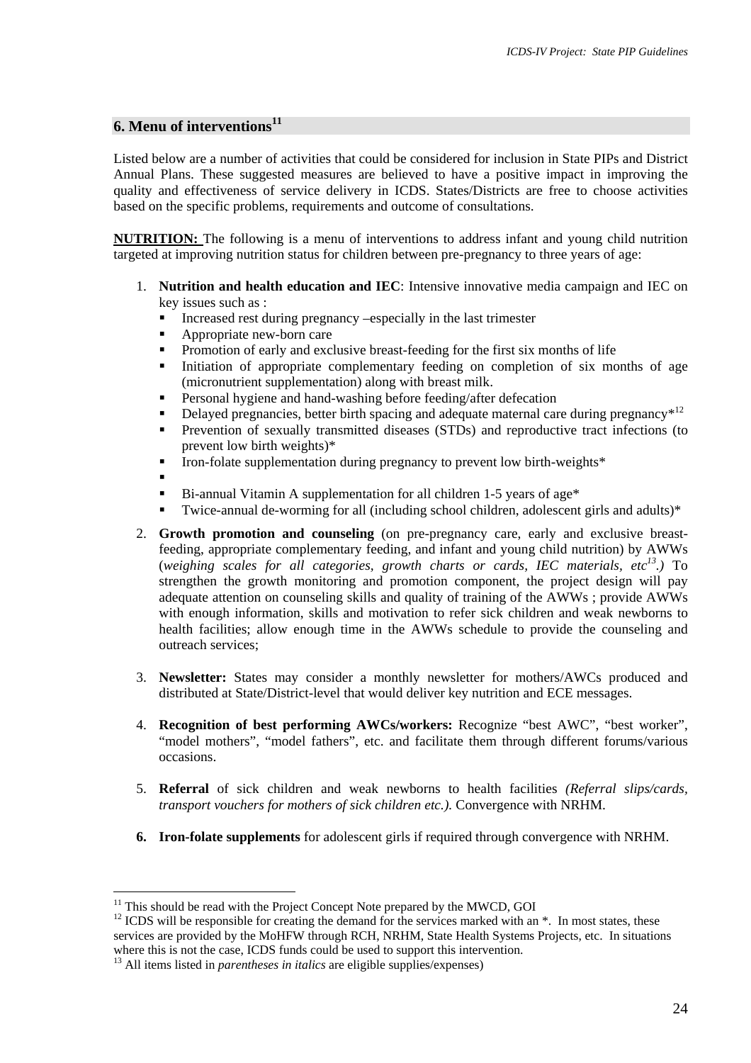## 6. Menu of interventions[11]

Listed below are a number of activities that could be considered for inclusion in State PIPs and District Annual Plans. These suggested measures are believed to have a positive impact in improving the quality and effectiveness of service delivery in ICDS. States/Districts are free to choose activities based on the specific problems, requirements and outcome of consultations.

**NUTRITION:** The following is a menu of interventions to address infant and young child nutrition targeted at improving nutrition status for children between pre-pregnancy to three years of age:

1. **Nutrition and health education and IEC**: Intensive innovative media campaign and IEC on key issues such as :
   - Increased rest during pregnancy –especially in the last trimester
   - Appropriate new-born care
   - Promotion of early and exclusive breast-feeding for the first six months of life
   - Initiation of appropriate complementary feeding on completion of six months of age (micronutrient supplementation) along with breast milk.
   - Personal hygiene and hand-washing before feeding/after defecation
   - Delayed pregnancies, better birth spacing and adequate maternal care during pregnancy*[12]
   - Prevention of sexually transmitted diseases (STDs) and reproductive tract infections (to prevent low birth weights)*
   - Iron-folate supplementation during pregnancy to prevent low birth-weights*
   - 
   - Bi-annual Vitamin A supplementation for all children 1-5 years of age*
   - Twice-annual de-worming for all (including school children, adolescent girls and adults)*

2. **Growth promotion and counseling** (on pre-pregnancy care, early and exclusive breast-feeding, appropriate complementary feeding, and infant and young child nutrition) by AWWs (*weighing scales for all categories, growth charts or cards, IEC materials, etc*[13]*.)* To strengthen the growth monitoring and promotion component, the project design will pay adequate attention on counseling skills and quality of training of the AWWs ; provide AWWs with enough information, skills and motivation to refer sick children and weak newborns to health facilities; allow enough time in the AWWs schedule to provide the counseling and outreach services;

3. **Newsletter:** States may consider a monthly newsletter for mothers/AWCs produced and distributed at State/District-level that would deliver key nutrition and ECE messages.

4. **Recognition of best performing AWCs/workers:** Recognize "best AWC", "best worker", "model mothers", "model fathers", etc. and facilitate them through different forums/various occasions.

5. **Referral** of sick children and weak newborns to health facilities *(Referral slips/cards, transport vouchers for mothers of sick children etc.).* Convergence with NRHM.

6. **Iron-folate supplements** for adolescent girls if required through convergence with NRHM.

---

[11] This should be read with the Project Concept Note prepared by the MWCD, GOI

[12] ICDS will be responsible for creating the demand for the services marked with an *. In most states, these services are provided by the MoHFW through RCH, NRHM, State Health Systems Projects, etc. In situations where this is not the case, ICDS funds could be used to support this intervention.

[13] All items listed in *parentheses in italics* are eligible supplies/expenses)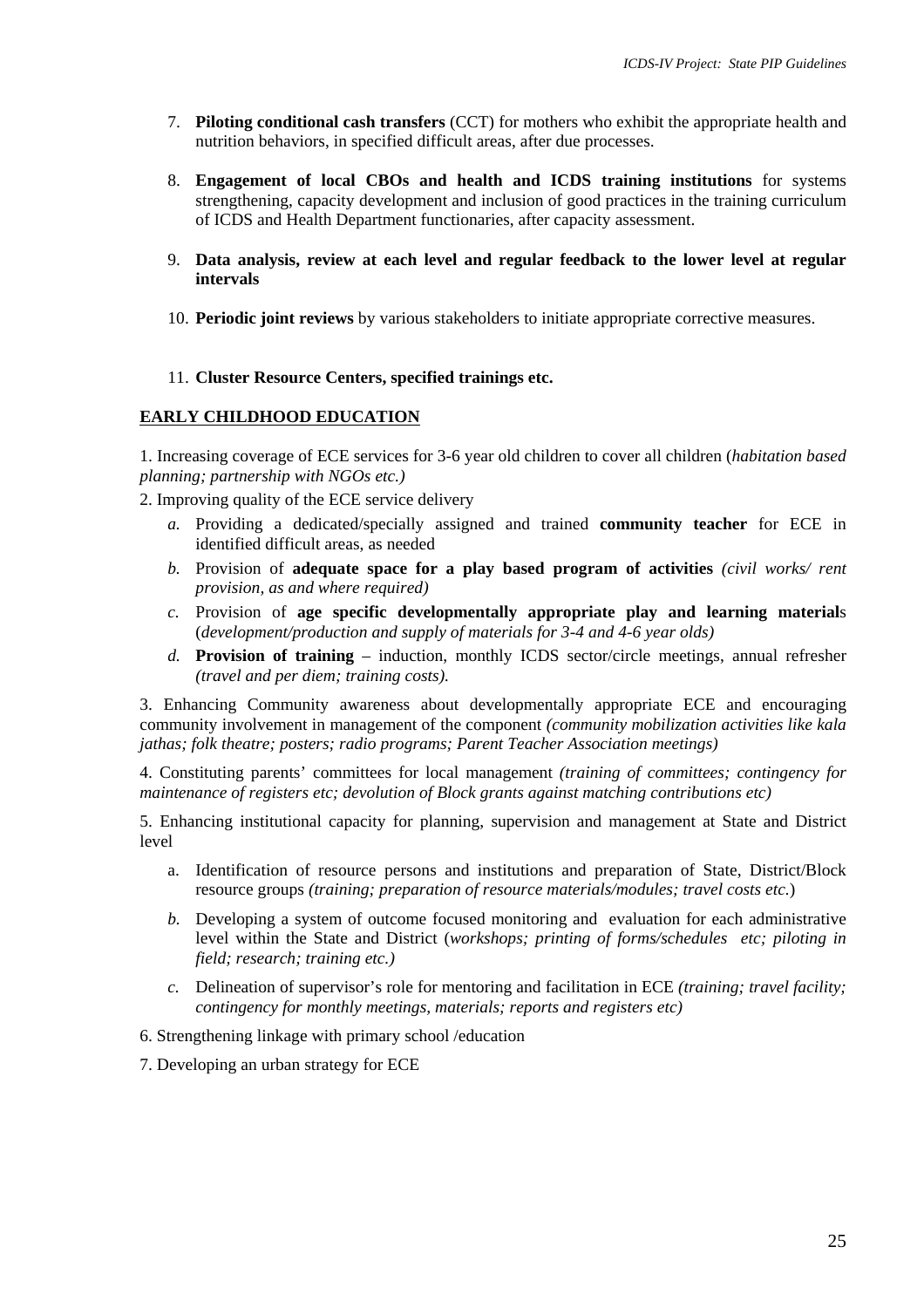7. **Piloting conditional cash transfers** (CCT) for mothers who exhibit the appropriate health and nutrition behaviors, in specified difficult areas, after due processes.

8. **Engagement of local CBOs and health and ICDS training institutions** for systems strengthening, capacity development and inclusion of good practices in the training curriculum of ICDS and Health Department functionaries, after capacity assessment.

9. **Data analysis, review at each level and regular feedback to the lower level at regular intervals**

10. **Periodic joint reviews** by various stakeholders to initiate appropriate corrective measures.

11. **Cluster Resource Centers, specified trainings etc.**

## EARLY CHILDHOOD EDUCATION

1. Increasing coverage of ECE services for 3-6 year old children to cover all children (*habitation based planning; partnership with NGOs etc.)*

2. Improving quality of the ECE service delivery

   *a.* Providing a dedicated/specially assigned and trained **community teacher** for ECE in identified difficult areas, as needed

   *b.* Provision of **adequate space for a play based program of activities** *(civil works/ rent provision, as and where required)*

   *c.* Provision of **age specific developmentally appropriate play and learning material**s (*development/production and supply of materials for 3-4 and 4-6 year olds)*

   *d.* **Provision of training** – induction, monthly ICDS sector/circle meetings, annual refresher *(travel and per diem; training costs).*

3. Enhancing Community awareness about developmentally appropriate ECE and encouraging community involvement in management of the component *(community mobilization activities like kala jathas; folk theatre; posters; radio programs; Parent Teacher Association meetings)*

4. Constituting parents' committees for local management *(training of committees; contingency for maintenance of registers etc; devolution of Block grants against matching contributions etc)*

5. Enhancing institutional capacity for planning, supervision and management at State and District level

   a. Identification of resource persons and institutions and preparation of State, District/Block resource groups *(training; preparation of resource materials/modules; travel costs etc.*)

   *b.* Developing a system of outcome focused monitoring and evaluation for each administrative level within the State and District (*workshops; printing of forms/schedules etc; piloting in field; research; training etc.)*

   *c.* Delineation of supervisor's role for mentoring and facilitation in ECE *(training; travel facility; contingency for monthly meetings, materials; reports and registers etc)*

6. Strengthening linkage with primary school /education

7. Developing an urban strategy for ECE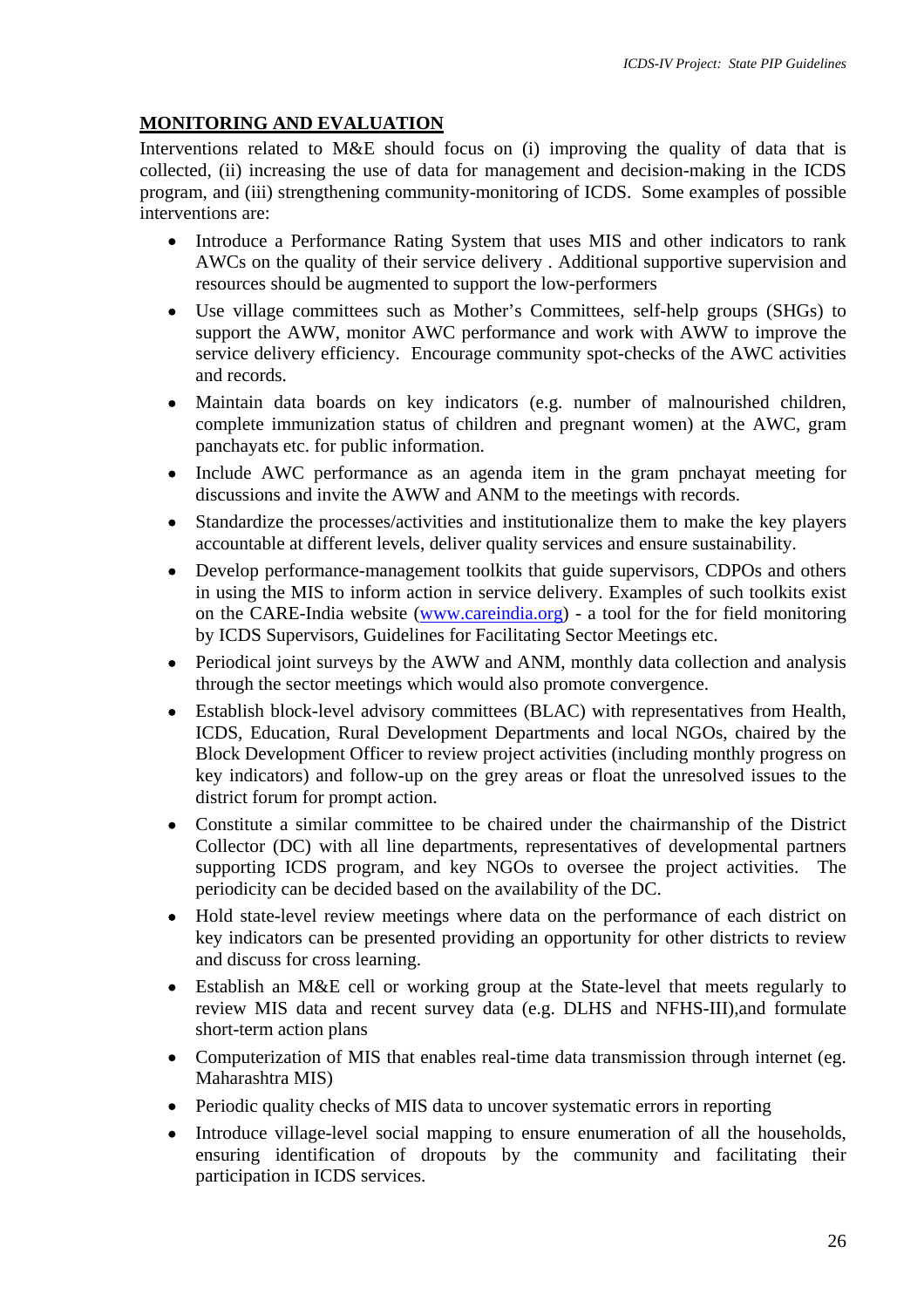## MONITORING AND EVALUATION

Interventions related to M&E should focus on (i) improving the quality of data that is collected, (ii) increasing the use of data for management and decision-making in the ICDS program, and (iii) strengthening community-monitoring of ICDS. Some examples of possible interventions are:

- Introduce a Performance Rating System that uses MIS and other indicators to rank AWCs on the quality of their service delivery . Additional supportive supervision and resources should be augmented to support the low-performers
- Use village committees such as Mother's Committees, self-help groups (SHGs) to support the AWW, monitor AWC performance and work with AWW to improve the service delivery efficiency. Encourage community spot-checks of the AWC activities and records.
- Maintain data boards on key indicators (e.g. number of malnourished children, complete immunization status of children and pregnant women) at the AWC, gram panchayats etc. for public information.
- Include AWC performance as an agenda item in the gram pnchayat meeting for discussions and invite the AWW and ANM to the meetings with records.
- Standardize the processes/activities and institutionalize them to make the key players accountable at different levels, deliver quality services and ensure sustainability.
- Develop performance-management toolkits that guide supervisors, CDPOs and others in using the MIS to inform action in service delivery. Examples of such toolkits exist on the CARE-India website (www.careindia.org) - a tool for the for field monitoring by ICDS Supervisors, Guidelines for Facilitating Sector Meetings etc.
- Periodical joint surveys by the AWW and ANM, monthly data collection and analysis through the sector meetings which would also promote convergence.
- Establish block-level advisory committees (BLAC) with representatives from Health, ICDS, Education, Rural Development Departments and local NGOs, chaired by the Block Development Officer to review project activities (including monthly progress on key indicators) and follow-up on the grey areas or float the unresolved issues to the district forum for prompt action.
- Constitute a similar committee to be chaired under the chairmanship of the District Collector (DC) with all line departments, representatives of developmental partners supporting ICDS program, and key NGOs to oversee the project activities. The periodicity can be decided based on the availability of the DC.
- Hold state-level review meetings where data on the performance of each district on key indicators can be presented providing an opportunity for other districts to review and discuss for cross learning.
- Establish an M&E cell or working group at the State-level that meets regularly to review MIS data and recent survey data (e.g. DLHS and NFHS-III),and formulate short-term action plans
- Computerization of MIS that enables real-time data transmission through internet (eg. Maharashtra MIS)
- Periodic quality checks of MIS data to uncover systematic errors in reporting
- Introduce village-level social mapping to ensure enumeration of all the households, ensuring identification of dropouts by the community and facilitating their participation in ICDS services.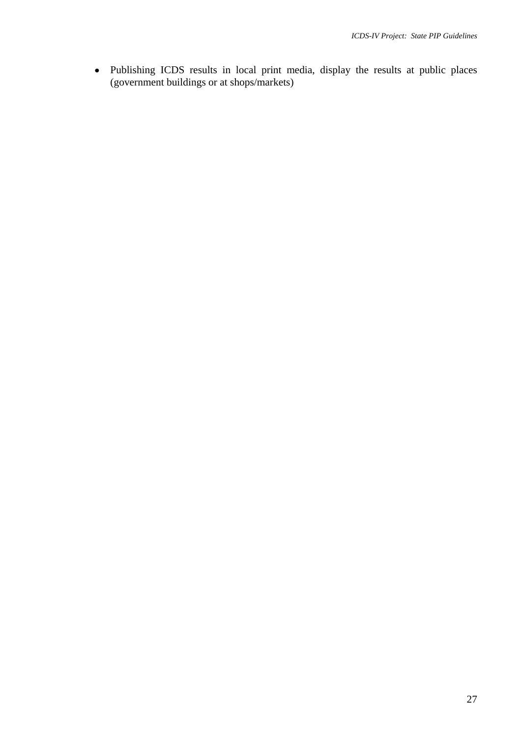- Publishing ICDS results in local print media, display the results at public places (government buildings or at shops/markets)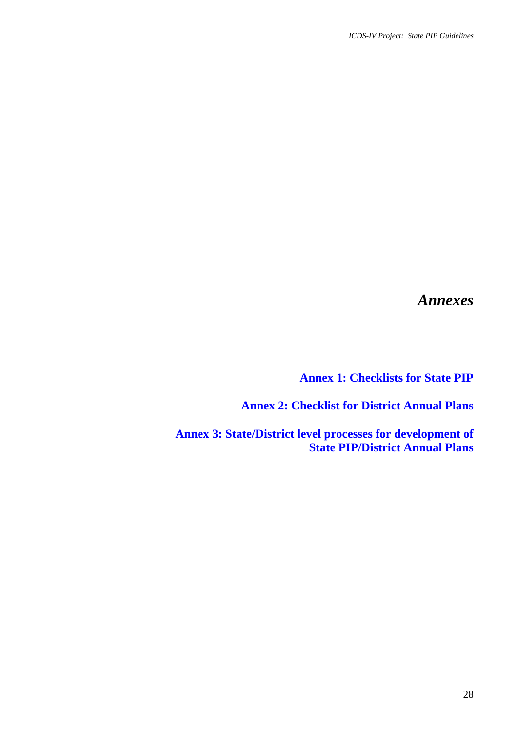# *Annexes*

**Annex 1: Checklists for State PIP**

**Annex 2: Checklist for District Annual Plans**

**Annex 3: State/District level processes for development of State PIP/District Annual Plans**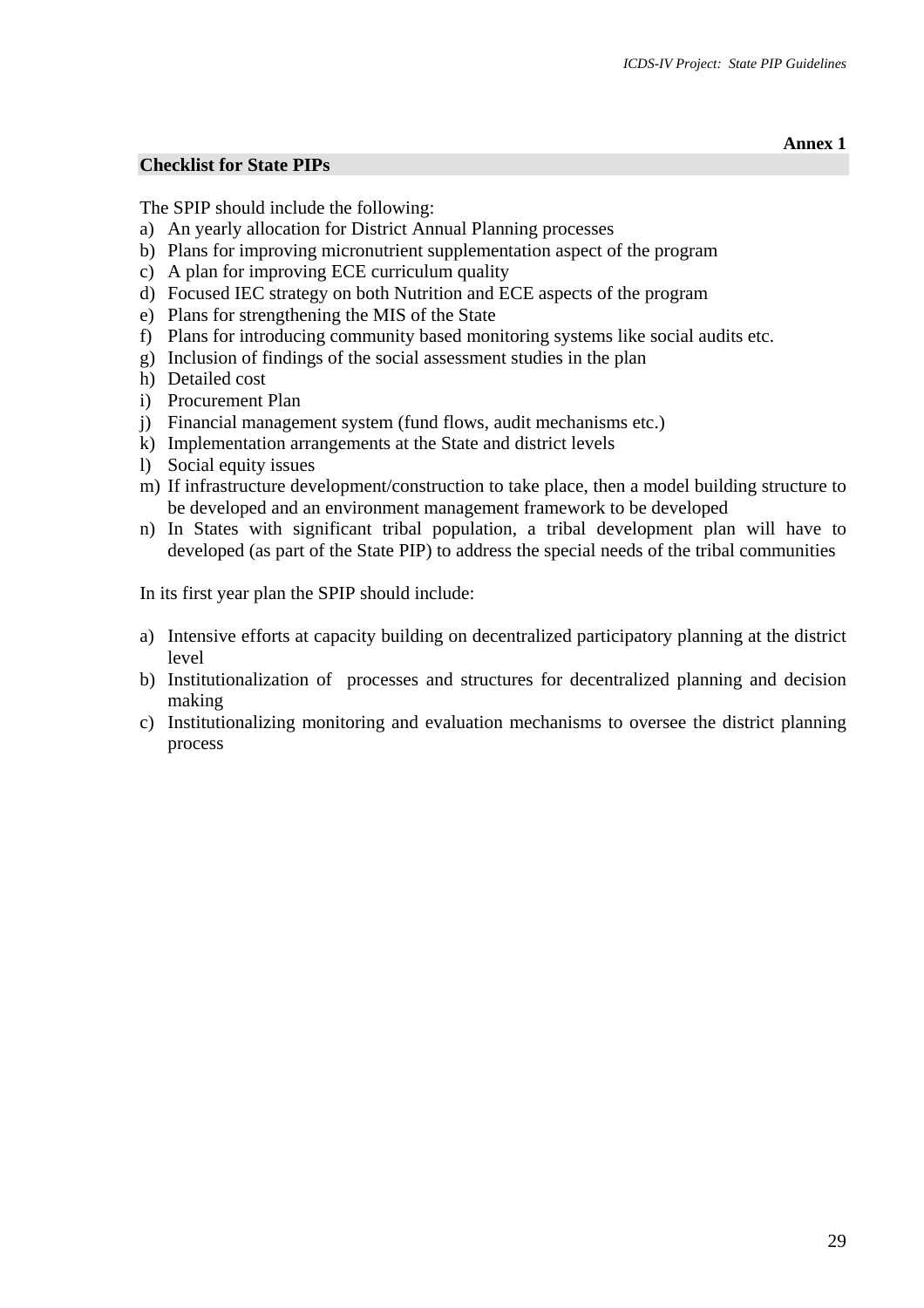**Annex 1**

## Checklist for State PIPs

The SPIP should include the following:

a) An yearly allocation for District Annual Planning processes
b) Plans for improving micronutrient supplementation aspect of the program
c) A plan for improving ECE curriculum quality
d) Focused IEC strategy on both Nutrition and ECE aspects of the program
e) Plans for strengthening the MIS of the State
f) Plans for introducing community based monitoring systems like social audits etc.
g) Inclusion of findings of the social assessment studies in the plan
h) Detailed cost
i) Procurement Plan
j) Financial management system (fund flows, audit mechanisms etc.)
k) Implementation arrangements at the State and district levels
l) Social equity issues
m) If infrastructure development/construction to take place, then a model building structure to be developed and an environment management framework to be developed
n) In States with significant tribal population, a tribal development plan will have to developed (as part of the State PIP) to address the special needs of the tribal communities

In its first year plan the SPIP should include:

a) Intensive efforts at capacity building on decentralized participatory planning at the district level
b) Institutionalization of processes and structures for decentralized planning and decision making
c) Institutionalizing monitoring and evaluation mechanisms to oversee the district planning process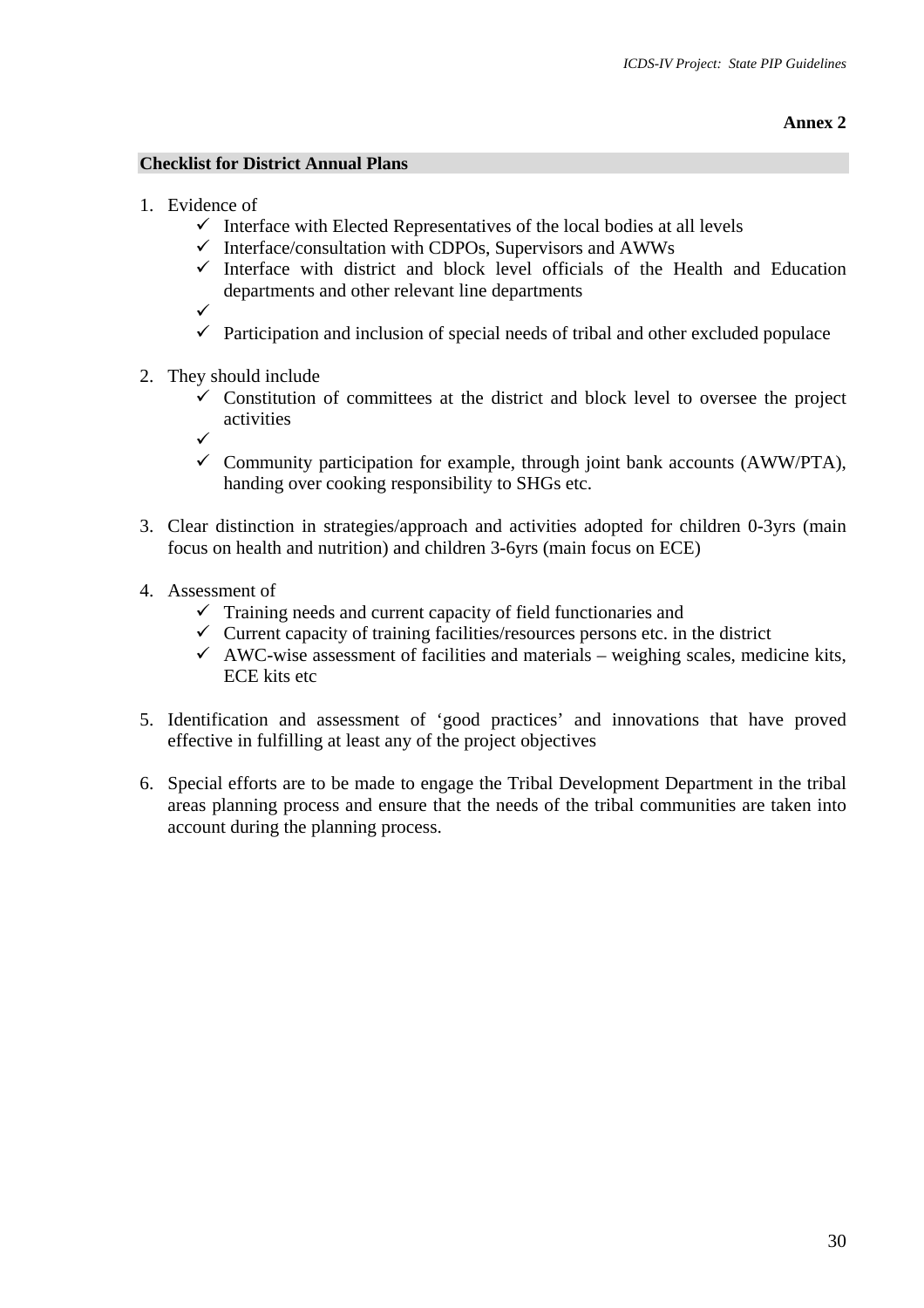**Annex 2**

## Checklist for District Annual Plans

1. Evidence of
   - ✓ Interface with Elected Representatives of the local bodies at all levels
   - ✓ Interface/consultation with CDPOs, Supervisors and AWWs
   - ✓ Interface with district and block level officials of the Health and Education departments and other relevant line departments
   - ✓
   - ✓ Participation and inclusion of special needs of tribal and other excluded populace

2. They should include
   - ✓ Constitution of committees at the district and block level to oversee the project activities
   - ✓
   - ✓ Community participation for example, through joint bank accounts (AWW/PTA), handing over cooking responsibility to SHGs etc.

3. Clear distinction in strategies/approach and activities adopted for children 0-3yrs (main focus on health and nutrition) and children 3-6yrs (main focus on ECE)

4. Assessment of
   - ✓ Training needs and current capacity of field functionaries and
   - ✓ Current capacity of training facilities/resources persons etc. in the district
   - ✓ AWC-wise assessment of facilities and materials – weighing scales, medicine kits, ECE kits etc

5. Identification and assessment of 'good practices' and innovations that have proved effective in fulfilling at least any of the project objectives

6. Special efforts are to be made to engage the Tribal Development Department in the tribal areas planning process and ensure that the needs of the tribal communities are taken into account during the planning process.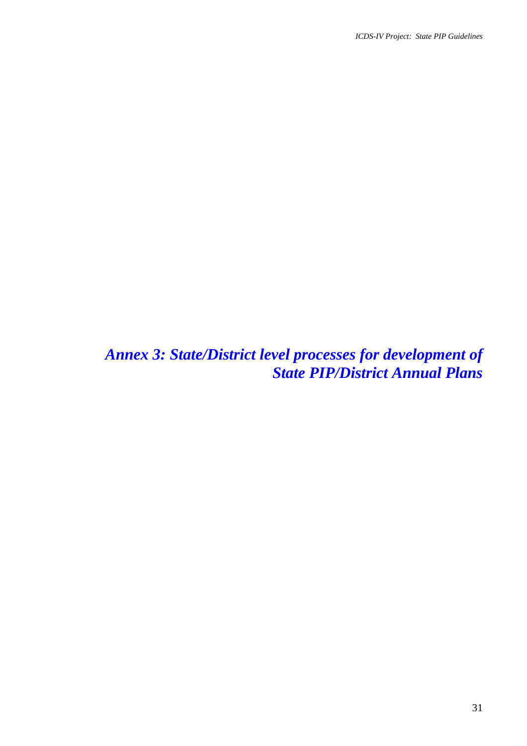# *Annex 3: State/District level processes for development of State PIP/District Annual Plans*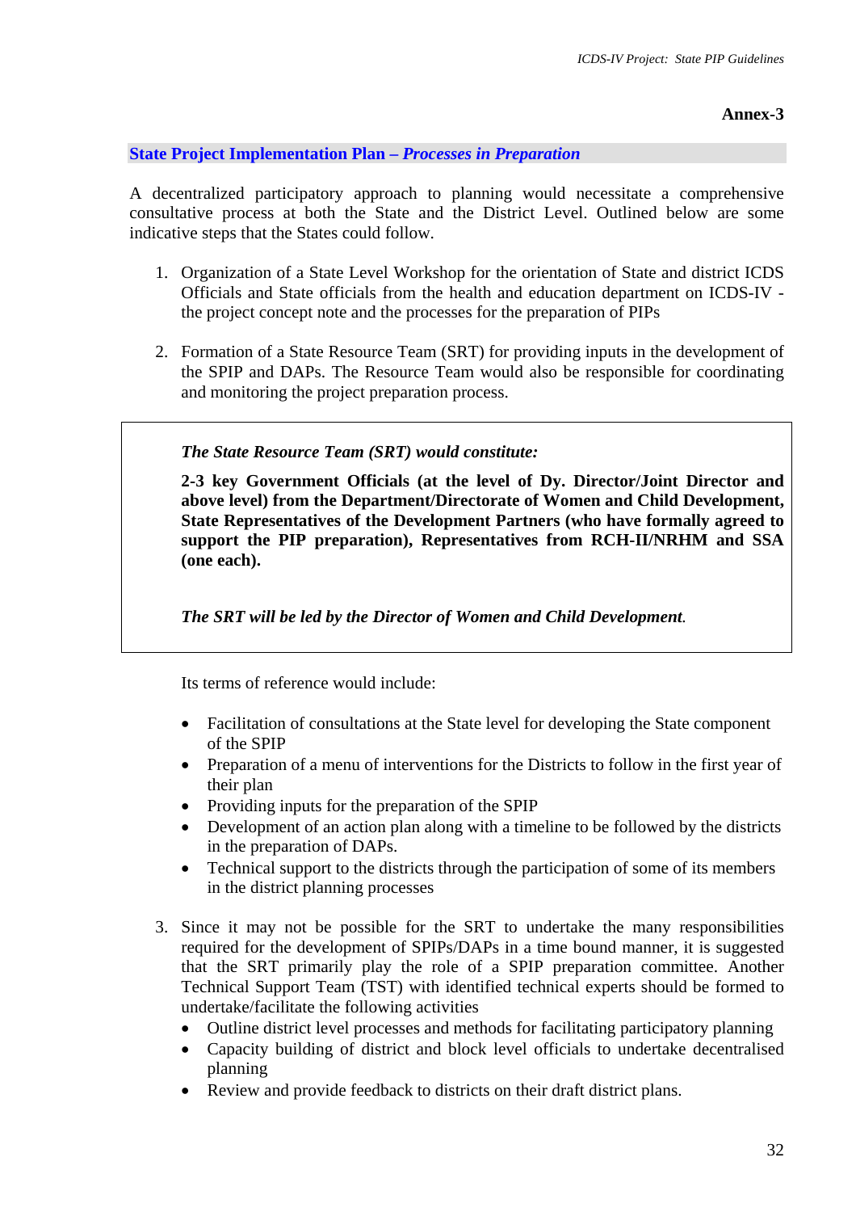**Annex-3**

## State Project Implementation Plan – *Processes in Preparation*

A decentralized participatory approach to planning would necessitate a comprehensive consultative process at both the State and the District Level. Outlined below are some indicative steps that the States could follow.

1. Organization of a State Level Workshop for the orientation of State and district ICDS Officials and State officials from the health and education department on ICDS-IV - the project concept note and the processes for the preparation of PIPs

2. Formation of a State Resource Team (SRT) for providing inputs in the development of the SPIP and DAPs. The Resource Team would also be responsible for coordinating and monitoring the project preparation process.

> ***The State Resource Team (SRT) would constitute:***
>
> **2-3 key Government Officials (at the level of Dy. Director/Joint Director and above level) from the Department/Directorate of Women and Child Development, State Representatives of the Development Partners (who have formally agreed to support the PIP preparation), Representatives from RCH-II/NRHM and SSA (one each).**
>
> ***The SRT will be led by the Director of Women and Child Development.***

   Its terms of reference would include:

   - Facilitation of consultations at the State level for developing the State component of the SPIP
   - Preparation of a menu of interventions for the Districts to follow in the first year of their plan
   - Providing inputs for the preparation of the SPIP
   - Development of an action plan along with a timeline to be followed by the districts in the preparation of DAPs.
   - Technical support to the districts through the participation of some of its members in the district planning processes

3. Since it may not be possible for the SRT to undertake the many responsibilities required for the development of SPIPs/DAPs in a time bound manner, it is suggested that the SRT primarily play the role of a SPIP preparation committee. Another Technical Support Team (TST) with identified technical experts should be formed to undertake/facilitate the following activities
   - Outline district level processes and methods for facilitating participatory planning
   - Capacity building of district and block level officials to undertake decentralised planning
   - Review and provide feedback to districts on their draft district plans.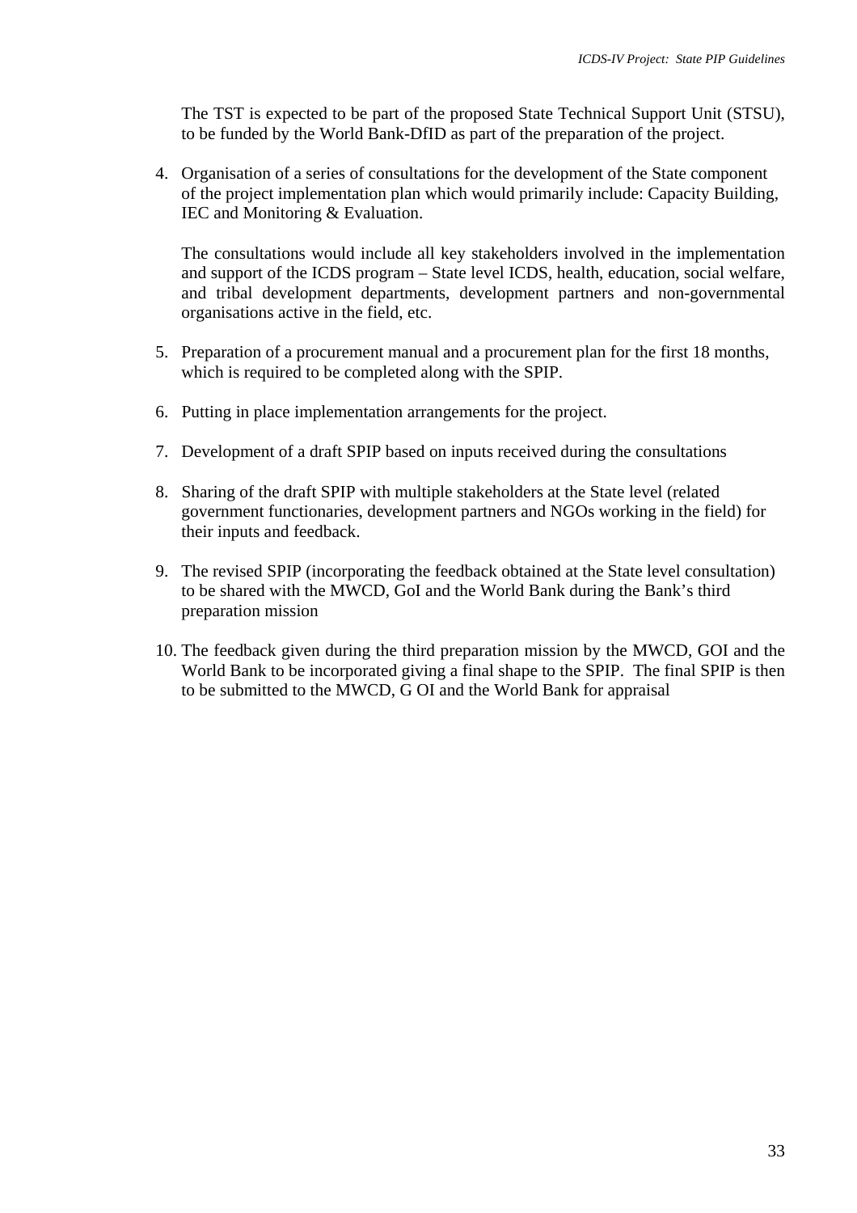The TST is expected to be part of the proposed State Technical Support Unit (STSU), to be funded by the World Bank-DfID as part of the preparation of the project.

4. Organisation of a series of consultations for the development of the State component of the project implementation plan which would primarily include: Capacity Building, IEC and Monitoring & Evaluation.

   The consultations would include all key stakeholders involved in the implementation and support of the ICDS program – State level ICDS, health, education, social welfare, and tribal development departments, development partners and non-governmental organisations active in the field, etc.

5. Preparation of a procurement manual and a procurement plan for the first 18 months, which is required to be completed along with the SPIP.

6. Putting in place implementation arrangements for the project.

7. Development of a draft SPIP based on inputs received during the consultations

8. Sharing of the draft SPIP with multiple stakeholders at the State level (related government functionaries, development partners and NGOs working in the field) for their inputs and feedback.

9. The revised SPIP (incorporating the feedback obtained at the State level consultation) to be shared with the MWCD, GoI and the World Bank during the Bank's third preparation mission

10. The feedback given during the third preparation mission by the MWCD, GOI and the World Bank to be incorporated giving a final shape to the SPIP. The final SPIP is then to be submitted to the MWCD, G OI and the World Bank for appraisal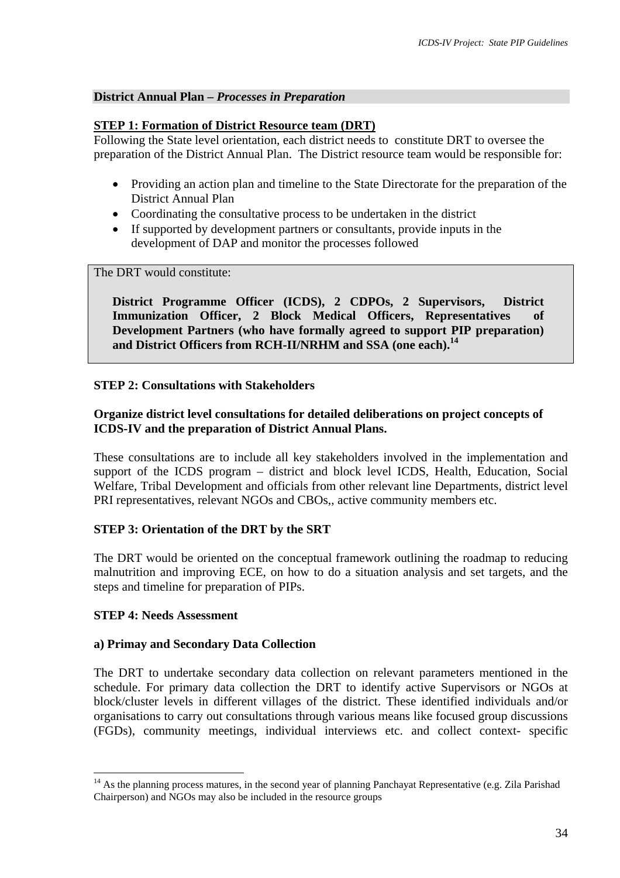**District Annual Plan – *Processes in Preparation***

**STEP 1: Formation of District Resource team (DRT)**

Following the State level orientation, each district needs to constitute DRT to oversee the preparation of the District Annual Plan. The District resource team would be responsible for:

- Providing an action plan and timeline to the State Directorate for the preparation of the District Annual Plan
- Coordinating the consultative process to be undertaken in the district
- If supported by development partners or consultants, provide inputs in the development of DAP and monitor the processes followed

> The DRT would constitute:
>
> **District Programme Officer (ICDS), 2 CDPOs, 2 Supervisors, District Immunization Officer, 2 Block Medical Officers, Representatives of Development Partners (who have formally agreed to support PIP preparation) and District Officers from RCH-II/NRHM and SSA (one each).**[14]

**STEP 2: Consultations with Stakeholders**

**Organize district level consultations for detailed deliberations on project concepts of ICDS-IV and the preparation of District Annual Plans.**

These consultations are to include all key stakeholders involved in the implementation and support of the ICDS program – district and block level ICDS, Health, Education, Social Welfare, Tribal Development and officials from other relevant line Departments, district level PRI representatives, relevant NGOs and CBOs,, active community members etc.

**STEP 3: Orientation of the DRT by the SRT**

The DRT would be oriented on the conceptual framework outlining the roadmap to reducing malnutrition and improving ECE, on how to do a situation analysis and set targets, and the steps and timeline for preparation of PIPs.

**STEP 4: Needs Assessment**

**a) Primay and Secondary Data Collection**

The DRT to undertake secondary data collection on relevant parameters mentioned in the schedule. For primary data collection the DRT to identify active Supervisors or NGOs at block/cluster levels in different villages of the district. These identified individuals and/or organisations to carry out consultations through various means like focused group discussions (FGDs), community meetings, individual interviews etc. and collect context- specific

---

[14] As the planning process matures, in the second year of planning Panchayat Representative (e.g. Zila Parishad Chairperson) and NGOs may also be included in the resource groups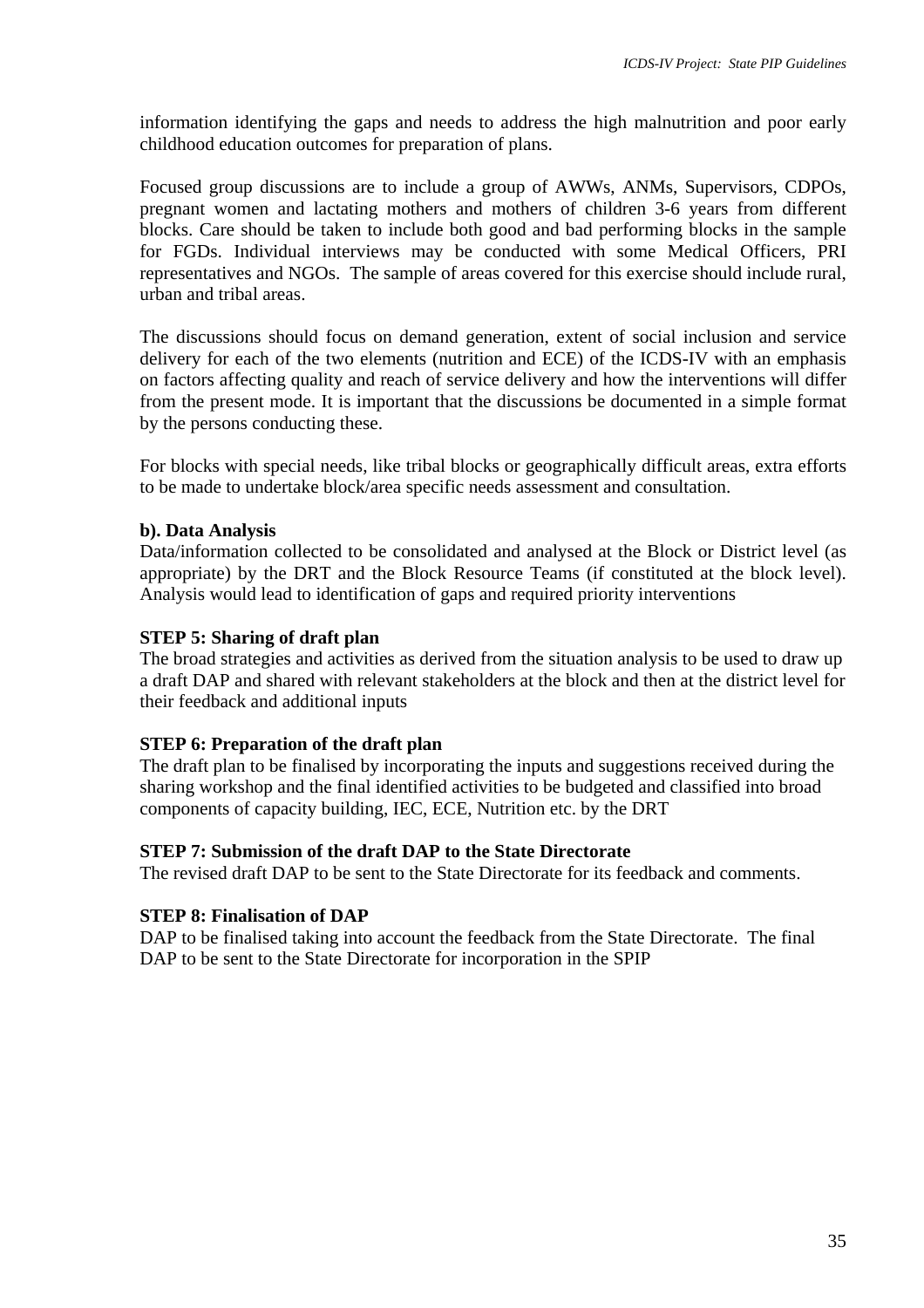information identifying the gaps and needs to address the high malnutrition and poor early childhood education outcomes for preparation of plans.

Focused group discussions are to include a group of AWWs, ANMs, Supervisors, CDPOs, pregnant women and lactating mothers and mothers of children 3-6 years from different blocks. Care should be taken to include both good and bad performing blocks in the sample for FGDs. Individual interviews may be conducted with some Medical Officers, PRI representatives and NGOs. The sample of areas covered for this exercise should include rural, urban and tribal areas.

The discussions should focus on demand generation, extent of social inclusion and service delivery for each of the two elements (nutrition and ECE) of the ICDS-IV with an emphasis on factors affecting quality and reach of service delivery and how the interventions will differ from the present mode. It is important that the discussions be documented in a simple format by the persons conducting these.

For blocks with special needs, like tribal blocks or geographically difficult areas, extra efforts to be made to undertake block/area specific needs assessment and consultation.

**b). Data Analysis**
Data/information collected to be consolidated and analysed at the Block or District level (as appropriate) by the DRT and the Block Resource Teams (if constituted at the block level). Analysis would lead to identification of gaps and required priority interventions

**STEP 5: Sharing of draft plan**
The broad strategies and activities as derived from the situation analysis to be used to draw up a draft DAP and shared with relevant stakeholders at the block and then at the district level for their feedback and additional inputs

**STEP 6: Preparation of the draft plan**
The draft plan to be finalised by incorporating the inputs and suggestions received during the sharing workshop and the final identified activities to be budgeted and classified into broad components of capacity building, IEC, ECE, Nutrition etc. by the DRT

**STEP 7: Submission of the draft DAP to the State Directorate**
The revised draft DAP to be sent to the State Directorate for its feedback and comments.

**STEP 8: Finalisation of DAP**
DAP to be finalised taking into account the feedback from the State Directorate. The final DAP to be sent to the State Directorate for incorporation in the SPIP